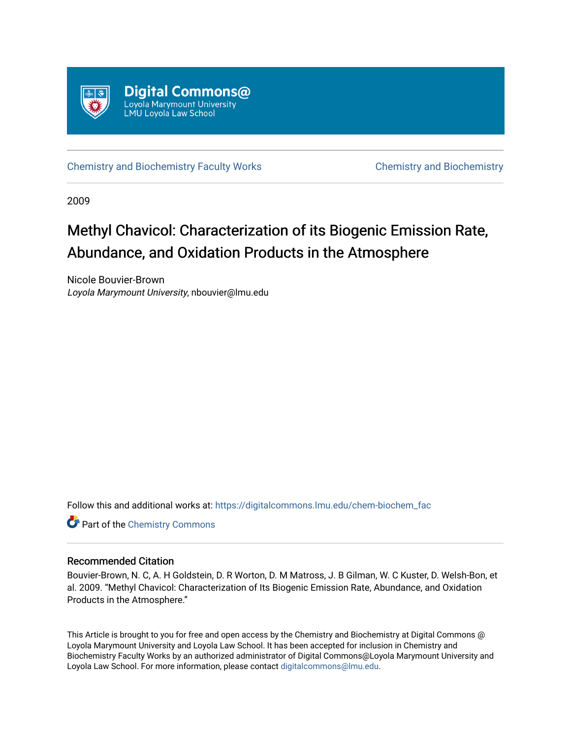Digital Commons@
Loyola Marymount University
LMU Loyola Law School

Chemistry and Biochemistry Faculty Works

Chemistry and Biochemistry

2009

# Methyl Chavicol: Characterization of its Biogenic Emission Rate, Abundance, and Oxidation Products in the Atmosphere

Nicole Bouvier-Brown
*Loyola Marymount University*, nbouvier@lmu.edu

Follow this and additional works at: https://digitalcommons.lmu.edu/chem-biochem_fac

Part of the Chemistry Commons

## Recommended Citation

Bouvier-Brown, N. C, A. H Goldstein, D. R Worton, D. M Matross, J. B Gilman, W. C Kuster, D. Welsh-Bon, et al. 2009. "Methyl Chavicol: Characterization of Its Biogenic Emission Rate, Abundance, and Oxidation Products in the Atmosphere."

This Article is brought to you for free and open access by the Chemistry and Biochemistry at Digital Commons @ Loyola Marymount University and Loyola Law School. It has been accepted for inclusion in Chemistry and Biochemistry Faculty Works by an authorized administrator of Digital Commons@Loyola Marymount University and Loyola Law School. For more information, please contact digitalcommons@lmu.edu.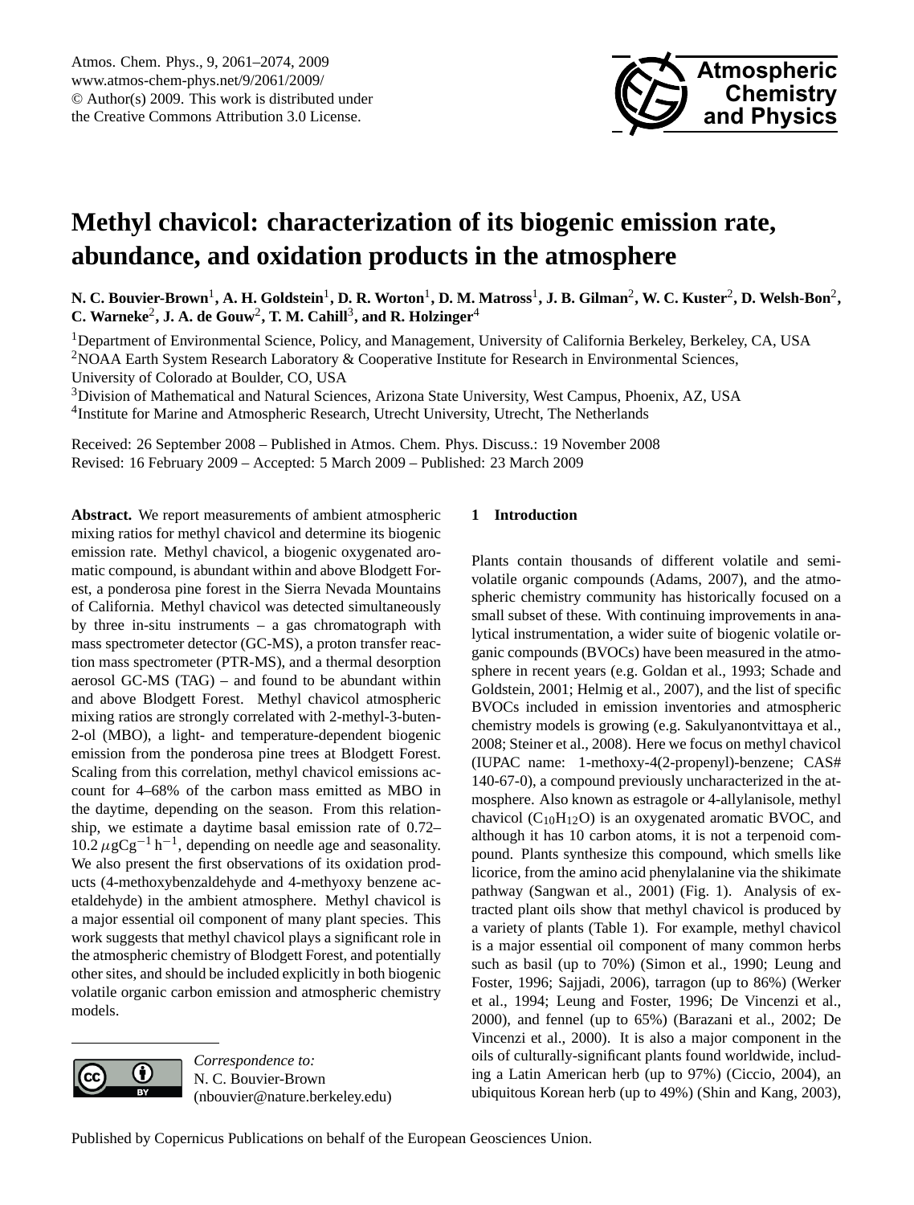# Methyl chavicol: characterization of its biogenic emission rate, abundance, and oxidation products in the atmosphere

**N. C. Bouvier-Brown[1], A. H. Goldstein[1], D. R. Worton[1], D. M. Matross[1], J. B. Gilman[2], W. C. Kuster[2], D. Welsh-Bon[2], C. Warneke[2], J. A. de Gouw[2], T. M. Cahill[3], and R. Holzinger[4]**

[1]Department of Environmental Science, Policy, and Management, University of California Berkeley, Berkeley, CA, USA
[2]NOAA Earth System Research Laboratory & Cooperative Institute for Research in Environmental Sciences, University of Colorado at Boulder, CO, USA
[3]Division of Mathematical and Natural Sciences, Arizona State University, West Campus, Phoenix, AZ, USA
[4]Institute for Marine and Atmospheric Research, Utrecht University, Utrecht, The Netherlands

Received: 26 September 2008 – Published in Atmos. Chem. Phys. Discuss.: 19 November 2008
Revised: 16 February 2009 – Accepted: 5 March 2009 – Published: 23 March 2009

**Abstract.** We report measurements of ambient atmospheric mixing ratios for methyl chavicol and determine its biogenic emission rate. Methyl chavicol, a biogenic oxygenated aromatic compound, is abundant within and above Blodgett Forest, a ponderosa pine forest in the Sierra Nevada Mountains of California. Methyl chavicol was detected simultaneously by three in-situ instruments – a gas chromatograph with mass spectrometer detector (GC-MS), a proton transfer reaction mass spectrometer (PTR-MS), and a thermal desorption aerosol GC-MS (TAG) – and found to be abundant within and above Blodgett Forest. Methyl chavicol atmospheric mixing ratios are strongly correlated with 2-methyl-3-buten-2-ol (MBO), a light- and temperature-dependent biogenic emission from the ponderosa pine trees at Blodgett Forest. Scaling from this correlation, methyl chavicol emissions account for 4–68% of the carbon mass emitted as MBO in the daytime, depending on the season. From this relationship, we estimate a daytime basal emission rate of 0.72–10.2 $\mu$gCg$^{-1}$ h$^{-1}$, depending on needle age and seasonality. We also present the first observations of its oxidation products (4-methoxybenzaldehyde and 4-methyoxy benzene acetaldehyde) in the ambient atmosphere. Methyl chavicol is a major essential oil component of many plant species. This work suggests that methyl chavicol plays a significant role in the atmospheric chemistry of Blodgett Forest, and potentially other sites, and should be included explicitly in both biogenic volatile organic carbon emission and atmospheric chemistry models.

*Correspondence to:*
N. C. Bouvier-Brown
(nbouvier@nature.berkeley.edu)

## 1 Introduction

Plants contain thousands of different volatile and semi-volatile organic compounds (Adams, 2007), and the atmospheric chemistry community has historically focused on a small subset of these. With continuing improvements in analytical instrumentation, a wider suite of biogenic volatile organic compounds (BVOCs) have been measured in the atmosphere in recent years (e.g. Goldan et al., 1993; Schade and Goldstein, 2001; Helmig et al., 2007), and the list of specific BVOCs included in emission inventories and atmospheric chemistry models is growing (e.g. Sakulyanontvittaya et al., 2008; Steiner et al., 2008). Here we focus on methyl chavicol (IUPAC name: 1-methoxy-4(2-propenyl)-benzene; CAS# 140-67-0), a compound previously uncharacterized in the atmosphere. Also known as estragole or 4-allylanisole, methyl chavicol ($C_{10}H_{12}O$) is an oxygenated aromatic BVOC, and although it has 10 carbon atoms, it is not a terpenoid compound. Plants synthesize this compound, which smells like licorice, from the amino acid phenylalanine via the shikimate pathway (Sangwan et al., 2001) (Fig. 1). Analysis of extracted plant oils show that methyl chavicol is produced by a variety of plants (Table 1). For example, methyl chavicol is a major essential oil component of many common herbs such as basil (up to 70%) (Simon et al., 1990; Leung and Foster, 1996; Sajjadi, 2006), tarragon (up to 86%) (Werker et al., 1994; Leung and Foster, 1996; De Vincenzi et al., 2000), and fennel (up to 65%) (Barazani et al., 2002; De Vincenzi et al., 2000). It is also a major component in the oils of culturally-significant plants found worldwide, including a Latin American herb (up to 97%) (Ciccio, 2004), an ubiquitous Korean herb (up to 49%) (Shin and Kang, 2003),

Published by Copernicus Publications on behalf of the European Geosciences Union.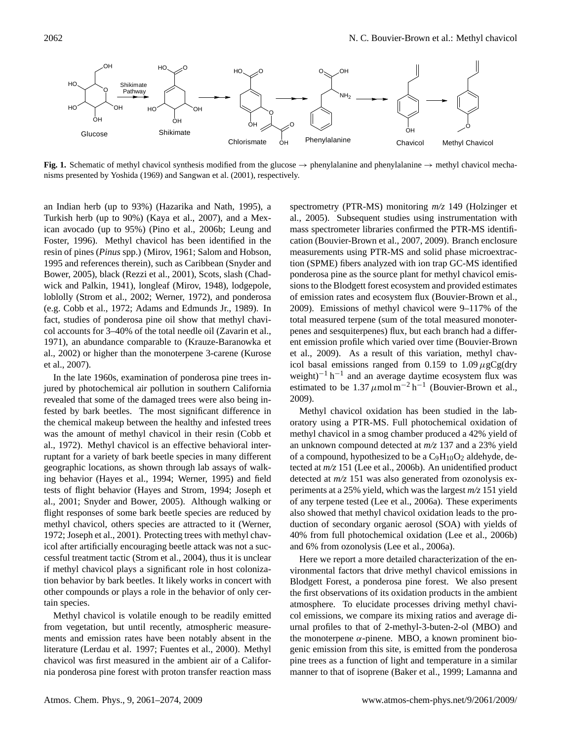**Fig. 1.** Schematic of methyl chavicol synthesis modified from the glucose → phenylalanine and phenylalanine → methyl chavicol mechanisms presented by Yoshida (1969) and Sangwan et al. (2001), respectively.

an Indian herb (up to 93%) (Hazarika and Nath, 1995), a Turkish herb (up to 90%) (Kaya et al., 2007), and a Mexican avocado (up to 95%) (Pino et al., 2006b; Leung and Foster, 1996). Methyl chavicol has been identified in the resin of pines (*Pinus* spp.) (Mirov, 1961; Salom and Hobson, 1995 and references therein), such as Caribbean (Snyder and Bower, 2005), black (Rezzi et al., 2001), Scots, slash (Chadwick and Palkin, 1941), longleaf (Mirov, 1948), lodgepole, loblolly (Strom et al., 2002; Werner, 1972), and ponderosa (e.g. Cobb et al., 1972; Adams and Edmunds Jr., 1989). In fact, studies of ponderosa pine oil show that methyl chavicol accounts for 3–40% of the total needle oil (Zavarin et al., 1971), an abundance comparable to (Krauze-Baranowka et al., 2002) or higher than the monoterpene 3-carene (Kurose et al., 2007).

In the late 1960s, examination of ponderosa pine trees injured by photochemical air pollution in southern California revealed that some of the damaged trees were also being infested by bark beetles. The most significant difference in the chemical makeup between the healthy and infested trees was the amount of methyl chavicol in their resin (Cobb et al., 1972). Methyl chavicol is an effective behavioral interruptant for a variety of bark beetle species in many different geographic locations, as shown through lab assays of walking behavior (Hayes et al., 1994; Werner, 1995) and field tests of flight behavior (Hayes and Strom, 1994; Joseph et al., 2001; Snyder and Bower, 2005). Although walking or flight responses of some bark beetle species are reduced by methyl chavicol, others species are attracted to it (Werner, 1972; Joseph et al., 2001). Protecting trees with methyl chavicol after artificially encouraging beetle attack was not a successful treatment tactic (Strom et al., 2004), thus it is unclear if methyl chavicol plays a significant role in host colonization behavior by bark beetles. It likely works in concert with other compounds or plays a role in the behavior of only certain species.

Methyl chavicol is volatile enough to be readily emitted from vegetation, but until recently, atmospheric measurements and emission rates have been notably absent in the literature (Lerdau et al. 1997; Fuentes et al., 2000). Methyl chavicol was first measured in the ambient air of a California ponderosa pine forest with proton transfer reaction mass spectrometry (PTR-MS) monitoring *m/z* 149 (Holzinger et al., 2005). Subsequent studies using instrumentation with mass spectrometer libraries confirmed the PTR-MS identification (Bouvier-Brown et al., 2007, 2009). Branch enclosure measurements using PTR-MS and solid phase microextraction (SPME) fibers analyzed with ion trap GC-MS identified ponderosa pine as the source plant for methyl chavicol emissions to the Blodgett forest ecosystem and provided estimates of emission rates and ecosystem flux (Bouvier-Brown et al., 2009). Emissions of methyl chavicol were 9–117% of the total measured terpene (sum of the total measured monoterpenes and sesquiterpenes) flux, but each branch had a different emission profile which varied over time (Bouvier-Brown et al., 2009). As a result of this variation, methyl chavicol basal emissions ranged from 0.159 to 1.09 $\mu$gCg(dry weight)$^{-1}$ h$^{-1}$ and an average daytime ecosystem flux was estimated to be 1.37 $\mu$mol m$^{-2}$ h$^{-1}$ (Bouvier-Brown et al., 2009).

Methyl chavicol oxidation has been studied in the laboratory using a PTR-MS. Full photochemical oxidation of methyl chavicol in a smog chamber produced a 42% yield of an unknown compound detected at *m/z* 137 and a 23% yield of a compound, hypothesized to be a $C_9H_{10}O_2$ aldehyde, detected at *m/z* 151 (Lee et al., 2006b). An unidentified product detected at *m/z* 151 was also generated from ozonolysis experiments at a 25% yield, which was the largest *m/z* 151 yield of any terpene tested (Lee et al., 2006a). These experiments also showed that methyl chavicol oxidation leads to the production of secondary organic aerosol (SOA) with yields of 40% from full photochemical oxidation (Lee et al., 2006b) and 6% from ozonolysis (Lee et al., 2006a).

Here we report a more detailed characterization of the environmental factors that drive methyl chavicol emissions in Blodgett Forest, a ponderosa pine forest. We also present the first observations of its oxidation products in the ambient atmosphere. To elucidate processes driving methyl chavicol emissions, we compare its mixing ratios and average diurnal profiles to that of 2-methyl-3-buten-2-ol (MBO) and the monoterpene $\alpha$-pinene. MBO, a known prominent biogenic emission from this site, is emitted from the ponderosa pine trees as a function of light and temperature in a similar manner to that of isoprene (Baker et al., 1999; Lamanna and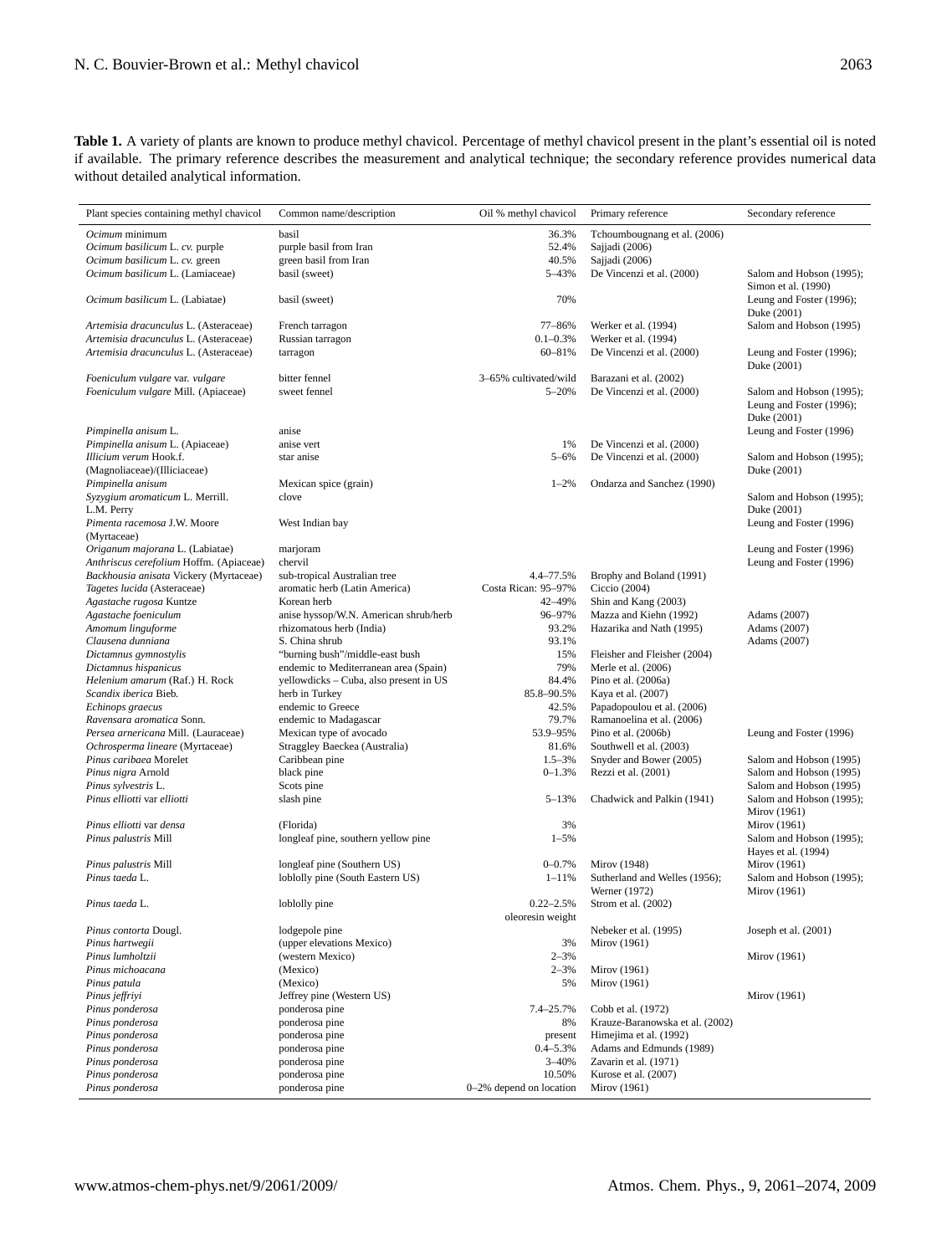**Table 1.** A variety of plants are known to produce methyl chavicol. Percentage of methyl chavicol present in the plant's essential oil is noted if available. The primary reference describes the measurement and analytical technique; the secondary reference provides numerical data without detailed analytical information.

| Plant species containing methyl chavicol | Common name/description | Oil % methyl chavicol | Primary reference | Secondary reference |
|---|---|---|---|---|
| *Ocimum* minimum | basil | 36.3% | Tchoumbougnang et al. (2006) | |
| *Ocimum basilicum* L. *cv.* purple | purple basil from Iran | 52.4% | Sajjadi (2006) | |
| *Ocimum basilicum* L. *cv.* green | green basil from Iran | 40.5% | Sajjadi (2006) | |
| *Ocimum basilicum* L. (Lamiaceae) | basil (sweet) | 5–43% | De Vincenzi et al. (2000) | Salom and Hobson (1995); Simon et al. (1990) |
| *Ocimum basilicum* L. (Labiatae) | basil (sweet) | 70% | | Leung and Foster (1996); Duke (2001) |
| *Artemisia dracunculus* L. (Asteraceae) | French tarragon | 77–86% | Werker et al. (1994) | Salom and Hobson (1995) |
| *Artemisia dracunculus* L. (Asteraceae) | Russian tarragon | 0.1–0.3% | Werker et al. (1994) | |
| *Artemisia dracunculus* L. (Asteraceae) | tarragon | 60–81% | De Vincenzi et al. (2000) | Leung and Foster (1996); Duke (2001) |
| *Foeniculum vulgare* var. *vulgare* | bitter fennel | 3–65% cultivated/wild | Barazani et al. (2002) | |
| *Foeniculum vulgare* Mill. (Apiaceae) | sweet fennel | 5–20% | De Vincenzi et al. (2000) | Salom and Hobson (1995); Leung and Foster (1996); Duke (2001) |
| *Pimpinella anisum* L. | anise | | | Leung and Foster (1996) |
| *Pimpinella anisum* L. (Apiaceae) | anise vert | 1% | De Vincenzi et al. (2000) | |
| *Illicium verum* Hook.f. (Magnoliaceae)/(Illiciaceae) | star anise | 5–6% | De Vincenzi et al. (2000) | Salom and Hobson (1995); Duke (2001) |
| *Pimpinella anisum* | Mexican spice (grain) | 1–2% | Ondarza and Sanchez (1990) | |
| *Syzygium aromaticum* L. Merrill. L.M. Perry | clove | | | Salom and Hobson (1995); Duke (2001) |
| *Pimenta racemosa* J.W. Moore (Myrtaceae) | West Indian bay | | | Leung and Foster (1996) |
| *Origanum majorana* L. (Labiatae) | marjoram | | | Leung and Foster (1996) |
| *Anthriscus cerefolium* Hoffm. (Apiaceae) | chervil | | | Leung and Foster (1996) |
| *Backhousia anisata* Vickery (Myrtaceae) | sub-tropical Australian tree | 4.4–77.5% | Brophy and Boland (1991) | |
| *Tagetes lucida* (Asteraceae) | aromatic herb (Latin America) | Costa Rican: 95–97% | Ciccio (2004) | |
| *Agastache rugosa* Kuntze | Korean herb | 42–49% | Shin and Kang (2003) | |
| *Agastache foeniculum* | anise hyssop/W.N. American shrub/herb | 96–97% | Mazza and Kiehn (1992) | Adams (2007) |
| *Amomum linguiforme* | rhizomatous herb (India) | 93.2% | Hazarika and Nath (1995) | Adams (2007) |
| *Clausena dunniana* | S. China shrub | 93.1% | | Adams (2007) |
| *Dictamnus gymnostylis* | "burning bush"/middle-east bush | 15% | Fleisher and Fleisher (2004) | |
| *Dictamnus hispanicus* | endemic to Mediterranean area (Spain) | 79% | Merle et al. (2006) | |
| *Helenium amarum* (Raf.) H. Rock | yellowdicks – Cuba, also present in US | 84.4% | Pino et al. (2006a) | |
| *Scandix iberica* Bieb. | herb in Turkey | 85.8–90.5% | Kaya et al. (2007) | |
| *Echinops graecus* | endemic to Greece | 42.5% | Papadopoulou et al. (2006) | |
| *Ravensara aromatica* Sonn. | endemic to Madagascar | 79.7% | Ramanoelina et al. (2006) | |
| *Persea arnericana* Mill. (Lauraceae) | Mexican type of avocado | 53.9–95% | Pino et al. (2006b) | Leung and Foster (1996) |
| *Ochrosperma lineare* (Myrtaceae) | Straggley Baeckea (Australia) | 81.6% | Southwell et al. (2003) | |
| *Pinus caribaea* Morelet | Caribbean pine | 1.5–3% | Snyder and Bower (2005) | Salom and Hobson (1995) |
| *Pinus nigra* Arnold | black pine | 0–1.3% | Rezzi et al. (2001) | Salom and Hobson (1995) |
| *Pinus sylvestris* L. | Scots pine | | | Salom and Hobson (1995) |
| *Pinus elliotti* var *elliotti* | slash pine | 5–13% | Chadwick and Palkin (1941) | Salom and Hobson (1995); Mirov (1961) |
| *Pinus elliotti* var *densa* | (Florida) | 3% | | Mirov (1961) |
| *Pinus palustris* Mill | longleaf pine, southern yellow pine | 1–5% | | Salom and Hobson (1995); Hayes et al. (1994) |
| *Pinus palustris* Mill | longleaf pine (Southern US) | 0–0.7% | Mirov (1948) | Mirov (1961) |
| *Pinus taeda* L. | loblolly pine (South Eastern US) | 1–11% | Sutherland and Welles (1956); Werner (1972) | Salom and Hobson (1995); Mirov (1961) |
| *Pinus taeda* L. | loblolly pine | 0.22–2.5% oleoresin weight | Strom et al. (2002) | |
| *Pinus contorta* Dougl. | lodgepole pine | | Nebeker et al. (1995) | Joseph et al. (2001) |
| *Pinus hartwegii* | (upper elevations Mexico) | 3% | Mirov (1961) | |
| *Pinus lumholtzii* | (western Mexico) | 2–3% | | Mirov (1961) |
| *Pinus michoacana* | (Mexico) | 2–3% | Mirov (1961) | |
| *Pinus patula* | (Mexico) | 5% | Mirov (1961) | |
| *Pinus jeffriyi* | Jeffrey pine (Western US) | | | Mirov (1961) |
| *Pinus ponderosa* | ponderosa pine | 7.4–25.7% | Cobb et al. (1972) | |
| *Pinus ponderosa* | ponderosa pine | 8% | Krauze-Baranowska et al. (2002) | |
| *Pinus ponderosa* | ponderosa pine | present | Himejima et al. (1992) | |
| *Pinus ponderosa* | ponderosa pine | 0.4–5.3% | Adams and Edmunds (1989) | |
| *Pinus ponderosa* | ponderosa pine | 3–40% | Zavarin et al. (1971) | |
| *Pinus ponderosa* | ponderosa pine | 10.50% | Kurose et al. (2007) | |
| *Pinus ponderosa* | ponderosa pine | 0–2% depend on location | Mirov (1961) | |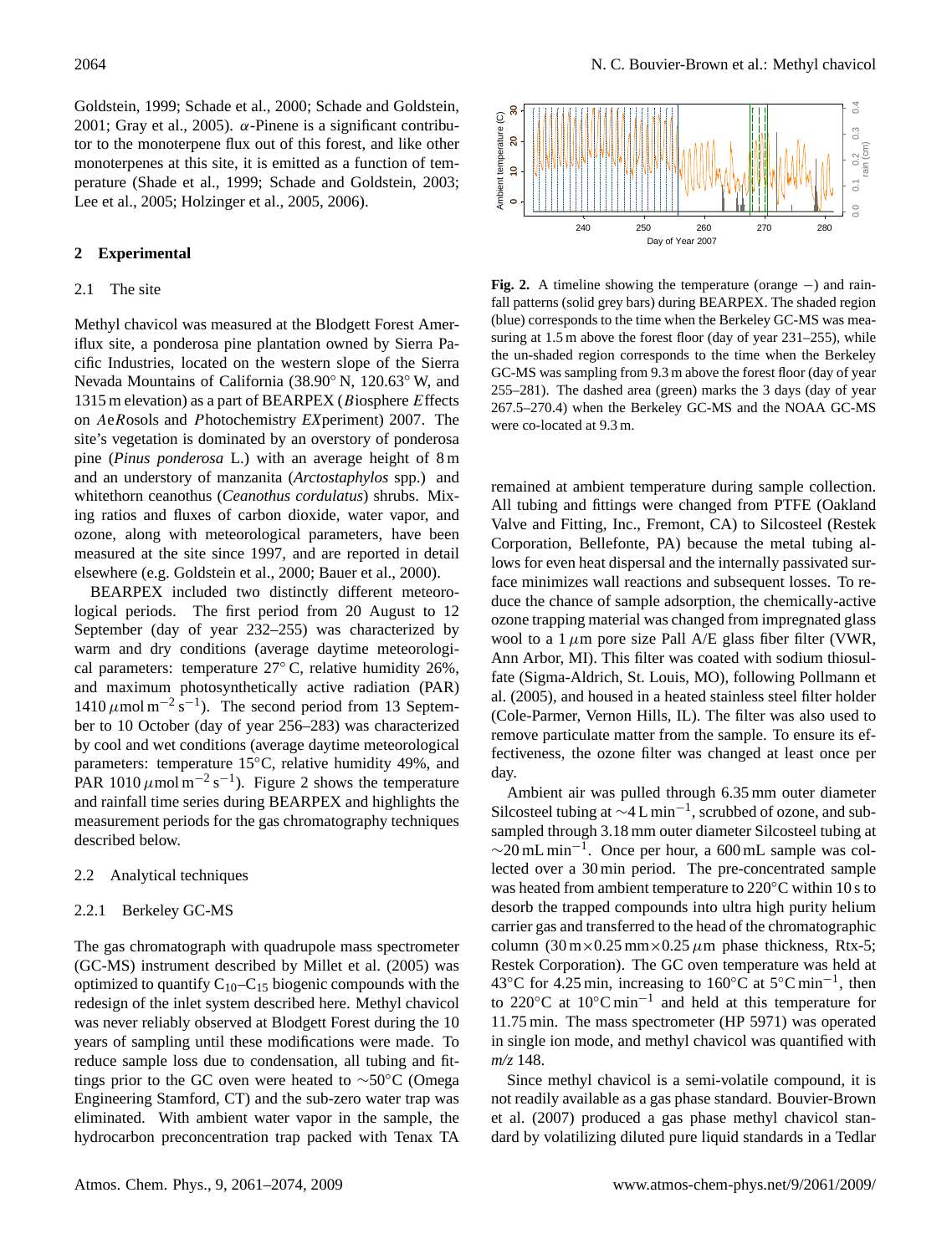Goldstein, 1999; Schade et al., 2000; Schade and Goldstein, 2001; Gray et al., 2005). α-Pinene is a significant contributor to the monoterpene flux out of this forest, and like other monoterpenes at this site, it is emitted as a function of temperature (Shade et al., 1999; Schade and Goldstein, 2003; Lee et al., 2005; Holzinger et al., 2005, 2006).

## 2 Experimental

### 2.1 The site

Methyl chavicol was measured at the Blodgett Forest Ameriflux site, a ponderosa pine plantation owned by Sierra Pacific Industries, located on the western slope of the Sierra Nevada Mountains of California (38.90° N, 120.63° W, and 1315 m elevation) as a part of BEARPEX (*B*iosphere *E*ffects on *A*e*R*osols and *P*hotochemistry *EX*periment) 2007. The site's vegetation is dominated by an overstory of ponderosa pine (*Pinus ponderosa* L.) with an average height of 8 m and an understory of manzanita (*Arctostaphylos* spp.) and whitethorn ceanothus (*Ceanothus cordulatus*) shrubs. Mixing ratios and fluxes of carbon dioxide, water vapor, and ozone, along with meteorological parameters, have been measured at the site since 1997, and are reported in detail elsewhere (e.g. Goldstein et al., 2000; Bauer et al., 2000).

BEARPEX included two distinctly different meteorological periods. The first period from 20 August to 12 September (day of year 232–255) was characterized by warm and dry conditions (average daytime meteorological parameters: temperature 27° C, relative humidity 26%, and maximum photosynthetically active radiation (PAR) 1410 $\mu$mol m$^{-2}$ s$^{-1}$). The second period from 13 September to 10 October (day of year 256–283) was characterized by cool and wet conditions (average daytime meteorological parameters: temperature 15°C, relative humidity 49%, and PAR 1010 $\mu$mol m$^{-2}$ s$^{-1}$). Figure 2 shows the temperature and rainfall time series during BEARPEX and highlights the measurement periods for the gas chromatography techniques described below.

**Fig. 2.** A timeline showing the temperature (orange –) and rainfall patterns (solid grey bars) during BEARPEX. The shaded region (blue) corresponds to the time when the Berkeley GC-MS was measuring at 1.5 m above the forest floor (day of year 231–255), while the un-shaded region corresponds to the time when the Berkeley GC-MS was sampling from 9.3 m above the forest floor (day of year 255–281). The dashed area (green) marks the 3 days (day of year 267.5–270.4) when the Berkeley GC-MS and the NOAA GC-MS were co-located at 9.3 m.

### 2.2 Analytical techniques

#### 2.2.1 Berkeley GC-MS

The gas chromatograph with quadrupole mass spectrometer (GC-MS) instrument described by Millet et al. (2005) was optimized to quantify $C_{10}$–$C_{15}$ biogenic compounds with the redesign of the inlet system described here. Methyl chavicol was never reliably observed at Blodgett Forest during the 10 years of sampling until these modifications were made. To reduce sample loss due to condensation, all tubing and fittings prior to the GC oven were heated to ∼50°C (Omega Engineering Stamford, CT) and the sub-zero water trap was eliminated. With ambient water vapor in the sample, the hydrocarbon preconcentration trap packed with Tenax TA remained at ambient temperature during sample collection. All tubing and fittings were changed from PTFE (Oakland Valve and Fitting, Inc., Fremont, CA) to Silcosteel (Restek Corporation, Bellefonte, PA) because the metal tubing allows for even heat dispersal and the internally passivated surface minimizes wall reactions and subsequent losses. To reduce the chance of sample adsorption, the chemically-active ozone trapping material was changed from impregnated glass wool to a 1 $\mu$m pore size Pall A/E glass fiber filter (VWR, Ann Arbor, MI). This filter was coated with sodium thiosulfate (Sigma-Aldrich, St. Louis, MO), following Pollmann et al. (2005), and housed in a heated stainless steel filter holder (Cole-Parmer, Vernon Hills, IL). The filter was also used to remove particulate matter from the sample. To ensure its effectiveness, the ozone filter was changed at least once per day.

Ambient air was pulled through 6.35 mm outer diameter Silcosteel tubing at ∼4 L min$^{-1}$, scrubbed of ozone, and subsampled through 3.18 mm outer diameter Silcosteel tubing at ∼20 mL min$^{-1}$. Once per hour, a 600 mL sample was collected over a 30 min period. The pre-concentrated sample was heated from ambient temperature to 220°C within 10 s to desorb the trapped compounds into ultra high purity helium carrier gas and transferred to the head of the chromatographic column (30 m×0.25 mm×0.25 $\mu$m phase thickness, Rtx-5; Restek Corporation). The GC oven temperature was held at 43°C for 4.25 min, increasing to 160°C at 5°C min$^{-1}$, then to 220°C at 10°C min$^{-1}$ and held at this temperature for 11.75 min. The mass spectrometer (HP 5971) was operated in single ion mode, and methyl chavicol was quantified with *m/z* 148.

Since methyl chavicol is a semi-volatile compound, it is not readily available as a gas phase standard. Bouvier-Brown et al. (2007) produced a gas phase methyl chavicol standard by volatilizing diluted pure liquid standards in a Tedlar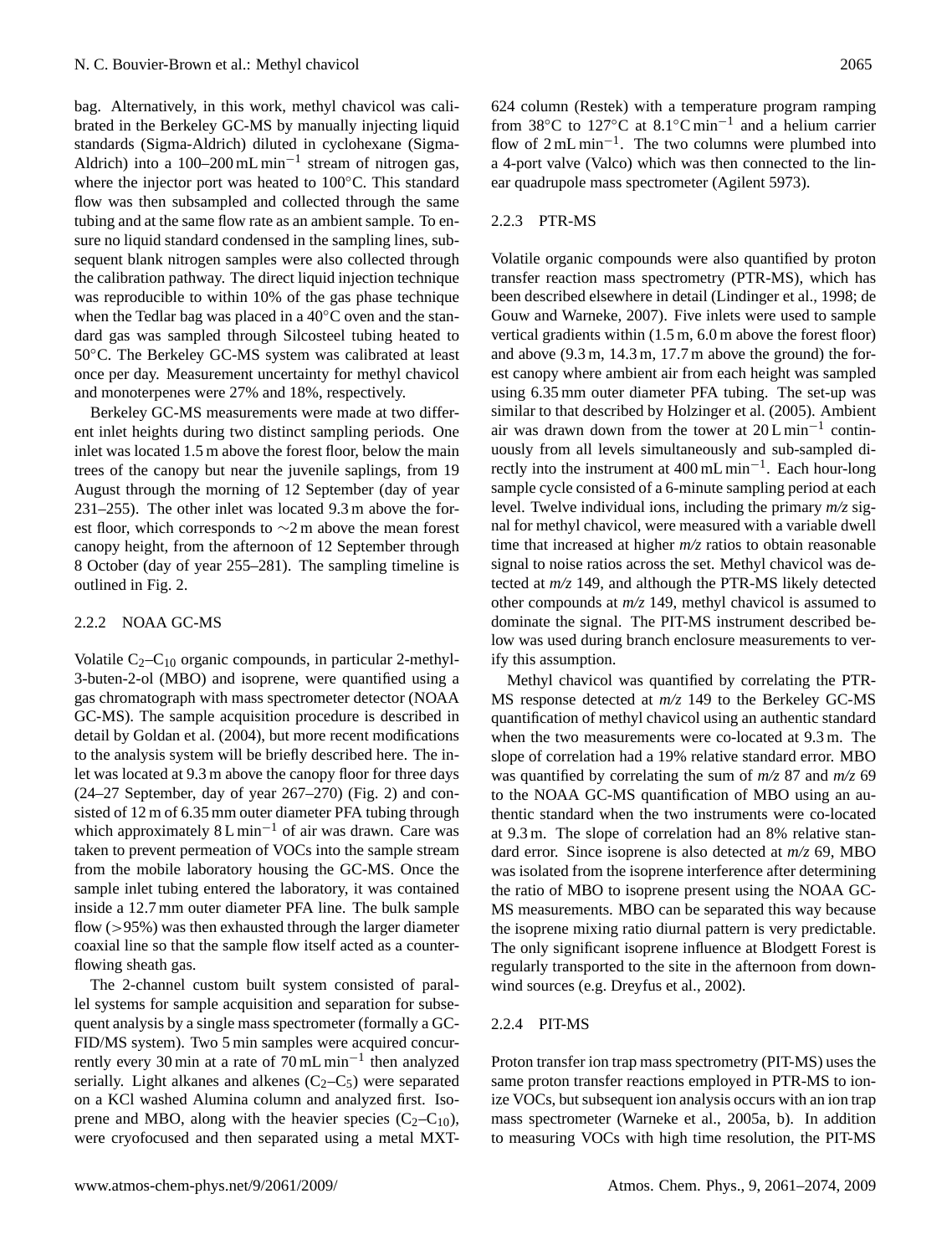bag. Alternatively, in this work, methyl chavicol was calibrated in the Berkeley GC-MS by manually injecting liquid standards (Sigma-Aldrich) diluted in cyclohexane (Sigma-Aldrich) into a 100–200 mL $min^{-1}$ stream of nitrogen gas, where the injector port was heated to 100°C. This standard flow was then subsampled and collected through the same tubing and at the same flow rate as an ambient sample. To ensure no liquid standard condensed in the sampling lines, subsequent blank nitrogen samples were also collected through the calibration pathway. The direct liquid injection technique was reproducible to within 10% of the gas phase technique when the Tedlar bag was placed in a 40°C oven and the standard gas was sampled through Silcosteel tubing heated to 50°C. The Berkeley GC-MS system was calibrated at least once per day. Measurement uncertainty for methyl chavicol and monoterpenes were 27% and 18%, respectively.

Berkeley GC-MS measurements were made at two different inlet heights during two distinct sampling periods. One inlet was located 1.5 m above the forest floor, below the main trees of the canopy but near the juvenile saplings, from 19 August through the morning of 12 September (day of year 231–255). The other inlet was located 9.3 m above the forest floor, which corresponds to ∼2 m above the mean forest canopy height, from the afternoon of 12 September through 8 October (day of year 255–281). The sampling timeline is outlined in Fig. 2.

### 2.2.2 NOAA GC-MS

Volatile $C_2$–$C_{10}$ organic compounds, in particular 2-methyl-3-buten-2-ol (MBO) and isoprene, were quantified using a gas chromatograph with mass spectrometer detector (NOAA GC-MS). The sample acquisition procedure is described in detail by Goldan et al. (2004), but more recent modifications to the analysis system will be briefly described here. The inlet was located at 9.3 m above the canopy floor for three days (24–27 September, day of year 267–270) (Fig. 2) and consisted of 12 m of 6.35 mm outer diameter PFA tubing through which approximately 8 L $min^{-1}$ of air was drawn. Care was taken to prevent permeation of VOCs into the sample stream from the mobile laboratory housing the GC-MS. Once the sample inlet tubing entered the laboratory, it was contained inside a 12.7 mm outer diameter PFA line. The bulk sample flow (>95%) was then exhausted through the larger diameter coaxial line so that the sample flow itself acted as a counter-flowing sheath gas.

The 2-channel custom built system consisted of parallel systems for sample acquisition and separation for subsequent analysis by a single mass spectrometer (formally a GC-FID/MS system). Two 5 min samples were acquired concurrently every 30 min at a rate of 70 mL $min^{-1}$ then analyzed serially. Light alkanes and alkenes ($C_2$–$C_5$) were separated on a KCl washed Alumina column and analyzed first. Isoprene and MBO, along with the heavier species ($C_2$–$C_{10}$), were cryofocused and then separated using a metal MXT-624 column (Restek) with a temperature program ramping from 38°C to 127°C at 8.1°C $min^{-1}$ and a helium carrier flow of 2 mL $min^{-1}$. The two columns were plumbed into a 4-port valve (Valco) which was then connected to the linear quadrupole mass spectrometer (Agilent 5973).

### 2.2.3 PTR-MS

Volatile organic compounds were also quantified by proton transfer reaction mass spectrometry (PTR-MS), which has been described elsewhere in detail (Lindinger et al., 1998; de Gouw and Warneke, 2007). Five inlets were used to sample vertical gradients within (1.5 m, 6.0 m above the forest floor) and above (9.3 m, 14.3 m, 17.7 m above the ground) the forest canopy where ambient air from each height was sampled using 6.35 mm outer diameter PFA tubing. The set-up was similar to that described by Holzinger et al. (2005). Ambient air was drawn down from the tower at 20 L $min^{-1}$ continuously from all levels simultaneously and sub-sampled directly into the instrument at 400 mL $min^{-1}$. Each hour-long sample cycle consisted of a 6-minute sampling period at each level. Twelve individual ions, including the primary *m/z* signal for methyl chavicol, were measured with a variable dwell time that increased at higher *m/z* ratios to obtain reasonable signal to noise ratios across the set. Methyl chavicol was detected at *m/z* 149, and although the PTR-MS likely detected other compounds at *m/z* 149, methyl chavicol is assumed to dominate the signal. The PIT-MS instrument described below was used during branch enclosure measurements to verify this assumption.

Methyl chavicol was quantified by correlating the PTR-MS response detected at *m/z* 149 to the Berkeley GC-MS quantification of methyl chavicol using an authentic standard when the two measurements were co-located at 9.3 m. The slope of correlation had a 19% relative standard error. MBO was quantified by correlating the sum of *m/z* 87 and *m/z* 69 to the NOAA GC-MS quantification of MBO using an authentic standard when the two instruments were co-located at 9.3 m. The slope of correlation had an 8% relative standard error. Since isoprene is also detected at *m/z* 69, MBO was isolated from the isoprene interference after determining the ratio of MBO to isoprene present using the NOAA GC-MS measurements. MBO can be separated this way because the isoprene mixing ratio diurnal pattern is very predictable. The only significant isoprene influence at Blodgett Forest is regularly transported to the site in the afternoon from downwind sources (e.g. Dreyfus et al., 2002).

### 2.2.4 PIT-MS

Proton transfer ion trap mass spectrometry (PIT-MS) uses the same proton transfer reactions employed in PTR-MS to ionize VOCs, but subsequent ion analysis occurs with an ion trap mass spectrometer (Warneke et al., 2005a, b). In addition to measuring VOCs with high time resolution, the PIT-MS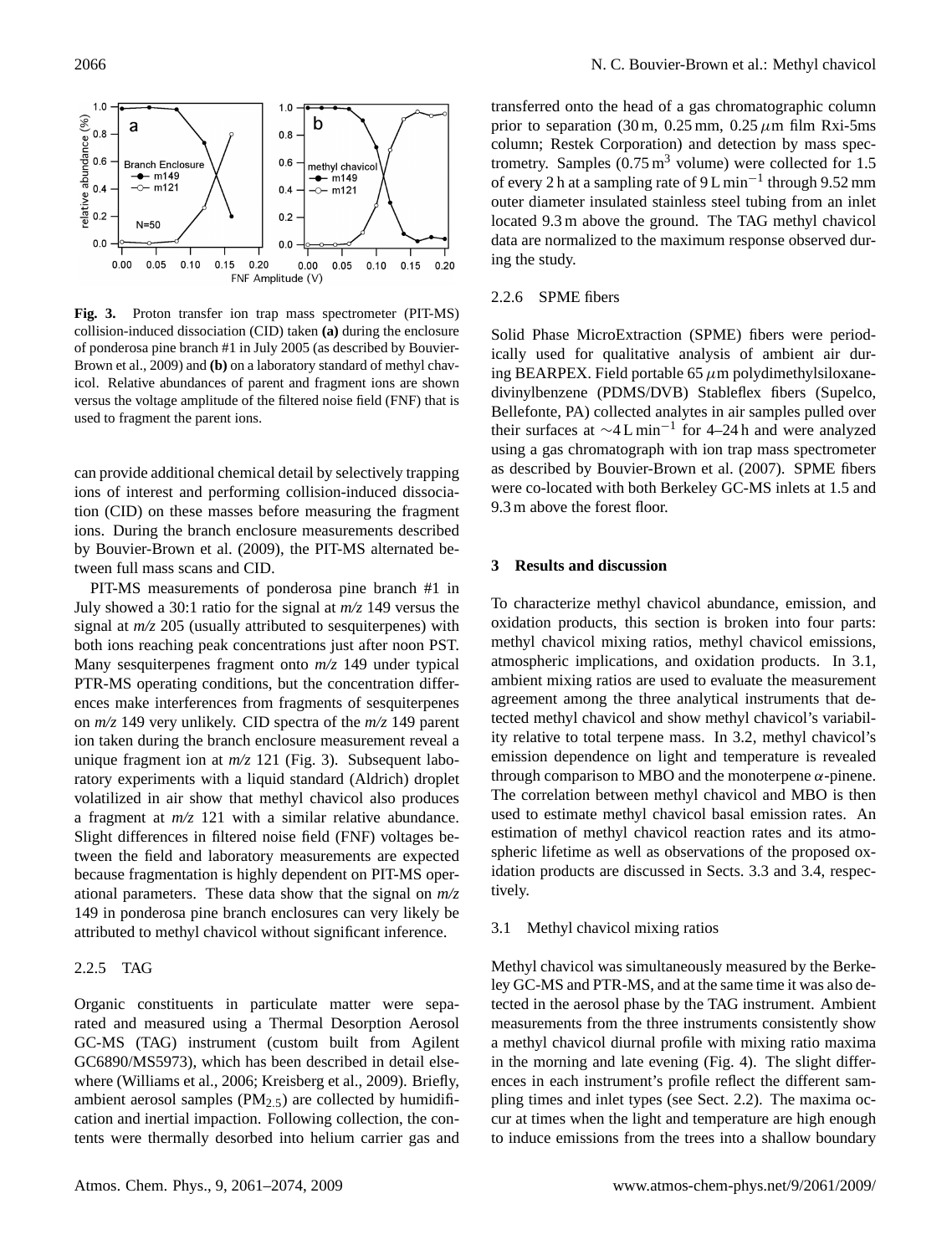Fig. 3. Proton transfer ion trap mass spectrometer (PIT-MS) collision-induced dissociation (CID) taken **(a)** during the enclosure of ponderosa pine branch #1 in July 2005 (as described by Bouvier-Brown et al., 2009) and **(b)** on a laboratory standard of methyl chavicol. Relative abundances of parent and fragment ions are shown versus the voltage amplitude of the filtered noise field (FNF) that is used to fragment the parent ions.

can provide additional chemical detail by selectively trapping ions of interest and performing collision-induced dissociation (CID) on these masses before measuring the fragment ions. During the branch enclosure measurements described by Bouvier-Brown et al. (2009), the PIT-MS alternated between full mass scans and CID.

PIT-MS measurements of ponderosa pine branch #1 in July showed a 30:1 ratio for the signal at *m/z* 149 versus the signal at *m/z* 205 (usually attributed to sesquiterpenes) with both ions reaching peak concentrations just after noon PST. Many sesquiterpenes fragment onto *m/z* 149 under typical PTR-MS operating conditions, but the concentration differences make interferences from fragments of sesquiterpenes on *m/z* 149 very unlikely. CID spectra of the *m/z* 149 parent ion taken during the branch enclosure measurement reveal a unique fragment ion at *m/z* 121 (Fig. 3). Subsequent laboratory experiments with a liquid standard (Aldrich) droplet volatilized in air show that methyl chavicol also produces a fragment at *m/z* 121 with a similar relative abundance. Slight differences in filtered noise field (FNF) voltages between the field and laboratory measurements are expected because fragmentation is highly dependent on PIT-MS operational parameters. These data show that the signal on *m/z* 149 in ponderosa pine branch enclosures can very likely be attributed to methyl chavicol without significant inference.

#### 2.2.5 TAG

Organic constituents in particulate matter were separated and measured using a Thermal Desorption Aerosol GC-MS (TAG) instrument (custom built from Agilent GC6890/MS5973), which has been described in detail elsewhere (Williams et al., 2006; Kreisberg et al., 2009). Briefly, ambient aerosol samples ($PM_{2.5}$) are collected by humidification and inertial impaction. Following collection, the contents were thermally desorbed into helium carrier gas and transferred onto the head of a gas chromatographic column prior to separation (30 m, 0.25 mm, 0.25 $\mu$m film Rxi-5ms column; Restek Corporation) and detection by mass spectrometry. Samples (0.75 $m^3$ volume) were collected for 1.5 of every 2 h at a sampling rate of 9 L $min^{-1}$ through 9.52 mm outer diameter insulated stainless steel tubing from an inlet located 9.3 m above the ground. The TAG methyl chavicol data are normalized to the maximum response observed during the study.

#### 2.2.6 SPME fibers

Solid Phase MicroExtraction (SPME) fibers were periodically used for qualitative analysis of ambient air during BEARPEX. Field portable 65 $\mu$m polydimethylsiloxane-divinylbenzene (PDMS/DVB) Stableflex fibers (Supelco, Bellefonte, PA) collected analytes in air samples pulled over their surfaces at $\sim$4 L $min^{-1}$ for 4–24 h and were analyzed using a gas chromatograph with ion trap mass spectrometer as described by Bouvier-Brown et al. (2007). SPME fibers were co-located with both Berkeley GC-MS inlets at 1.5 and 9.3 m above the forest floor.

## 3 Results and discussion

To characterize methyl chavicol abundance, emission, and oxidation products, this section is broken into four parts: methyl chavicol mixing ratios, methyl chavicol emissions, atmospheric implications, and oxidation products. In 3.1, ambient mixing ratios are used to evaluate the measurement agreement among the three analytical instruments that detected methyl chavicol and show methyl chavicol's variability relative to total terpene mass. In 3.2, methyl chavicol's emission dependence on light and temperature is revealed through comparison to MBO and the monoterpene $\alpha$-pinene. The correlation between methyl chavicol and MBO is then used to estimate methyl chavicol basal emission rates. An estimation of methyl chavicol reaction rates and its atmospheric lifetime as well as observations of the proposed oxidation products are discussed in Sects. 3.3 and 3.4, respectively.

### 3.1 Methyl chavicol mixing ratios

Methyl chavicol was simultaneously measured by the Berkeley GC-MS and PTR-MS, and at the same time it was also detected in the aerosol phase by the TAG instrument. Ambient measurements from the three instruments consistently show a methyl chavicol diurnal profile with mixing ratio maxima in the morning and late evening (Fig. 4). The slight differences in each instrument's profile reflect the different sampling times and inlet types (see Sect. 2.2). The maxima occur at times when the light and temperature are high enough to induce emissions from the trees into a shallow boundary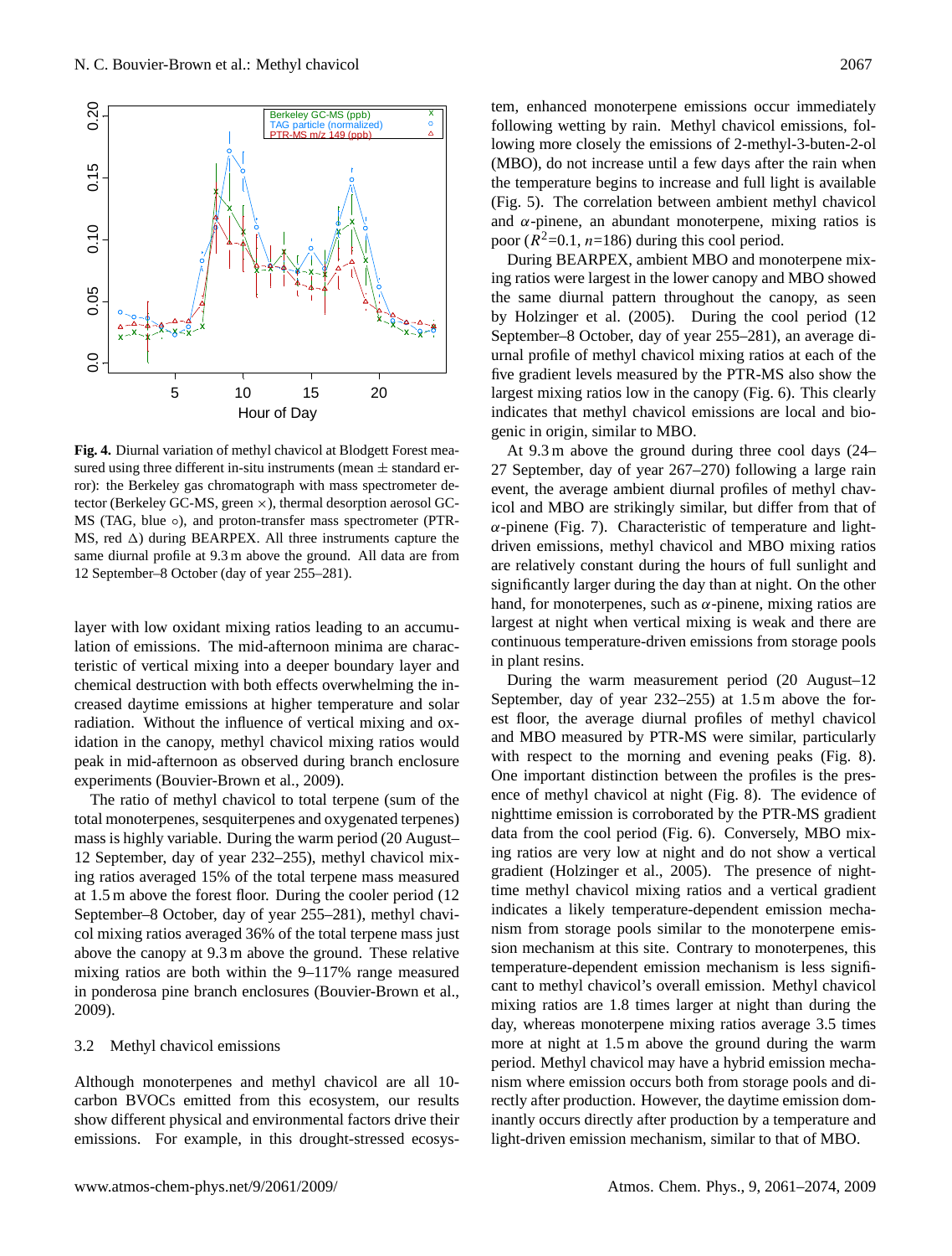**Fig. 4.** Diurnal variation of methyl chavicol at Blodgett Forest measured using three different in-situ instruments (mean ± standard error): the Berkeley gas chromatograph with mass spectrometer detector (Berkeley GC-MS, green ×), thermal desorption aerosol GC-MS (TAG, blue ∘), and proton-transfer mass spectrometer (PTR-MS, red Δ) during BEARPEX. All three instruments capture the same diurnal profile at 9.3 m above the ground. All data are from 12 September–8 October (day of year 255–281).

layer with low oxidant mixing ratios leading to an accumulation of emissions. The mid-afternoon minima are characteristic of vertical mixing into a deeper boundary layer and chemical destruction with both effects overwhelming the increased daytime emissions at higher temperature and solar radiation. Without the influence of vertical mixing and oxidation in the canopy, methyl chavicol mixing ratios would peak in mid-afternoon as observed during branch enclosure experiments (Bouvier-Brown et al., 2009).

The ratio of methyl chavicol to total terpene (sum of the total monoterpenes, sesquiterpenes and oxygenated terpenes) mass is highly variable. During the warm period (20 August–12 September, day of year 232–255), methyl chavicol mixing ratios averaged 15% of the total terpene mass measured at 1.5 m above the forest floor. During the cooler period (12 September–8 October, day of year 255–281), methyl chavicol mixing ratios averaged 36% of the total terpene mass just above the canopy at 9.3 m above the ground. These relative mixing ratios are both within the 9–117% range measured in ponderosa pine branch enclosures (Bouvier-Brown et al., 2009).

### 3.2 Methyl chavicol emissions

Although monoterpenes and methyl chavicol are all 10-carbon BVOCs emitted from this ecosystem, our results show different physical and environmental factors drive their emissions. For example, in this drought-stressed ecosystem, enhanced monoterpene emissions occur immediately following wetting by rain. Methyl chavicol emissions, following more closely the emissions of 2-methyl-3-buten-2-ol (MBO), do not increase until a few days after the rain when the temperature begins to increase and full light is available (Fig. 5). The correlation between ambient methyl chavicol and $\alpha$-pinene, an abundant monoterpene, mixing ratios is poor ($R^2$=0.1, $n$=186) during this cool period.

During BEARPEX, ambient MBO and monoterpene mixing ratios were largest in the lower canopy and MBO showed the same diurnal pattern throughout the canopy, as seen by Holzinger et al. (2005). During the cool period (12 September–8 October, day of year 255–281), an average diurnal profile of methyl chavicol mixing ratios at each of the five gradient levels measured by the PTR-MS also show the largest mixing ratios low in the canopy (Fig. 6). This clearly indicates that methyl chavicol emissions are local and biogenic in origin, similar to MBO.

At 9.3 m above the ground during three cool days (24–27 September, day of year 267–270) following a large rain event, the average ambient diurnal profiles of methyl chavicol and MBO are strikingly similar, but differ from that of $\alpha$-pinene (Fig. 7). Characteristic of temperature and light-driven emissions, methyl chavicol and MBO mixing ratios are relatively constant during the hours of full sunlight and significantly larger during the day than at night. On the other hand, for monoterpenes, such as $\alpha$-pinene, mixing ratios are largest at night when vertical mixing is weak and there are continuous temperature-driven emissions from storage pools in plant resins.

During the warm measurement period (20 August–12 September, day of year 232–255) at 1.5 m above the forest floor, the average diurnal profiles of methyl chavicol and MBO measured by PTR-MS were similar, particularly with respect to the morning and evening peaks (Fig. 8). One important distinction between the profiles is the presence of methyl chavicol at night (Fig. 8). The evidence of nighttime emission is corroborated by the PTR-MS gradient data from the cool period (Fig. 6). Conversely, MBO mixing ratios are very low at night and do not show a vertical gradient (Holzinger et al., 2005). The presence of nighttime methyl chavicol mixing ratios and a vertical gradient indicates a likely temperature-dependent emission mechanism from storage pools similar to the monoterpene emission mechanism at this site. Contrary to monoterpenes, this temperature-dependent emission mechanism is less significant to methyl chavicol's overall emission. Methyl chavicol mixing ratios are 1.8 times larger at night than during the day, whereas monoterpene mixing ratios average 3.5 times more at night at 1.5 m above the ground during the warm period. Methyl chavicol may have a hybrid emission mechanism where emission occurs both from storage pools and directly after production. However, the daytime emission dominantly occurs directly after production by a temperature and light-driven emission mechanism, similar to that of MBO.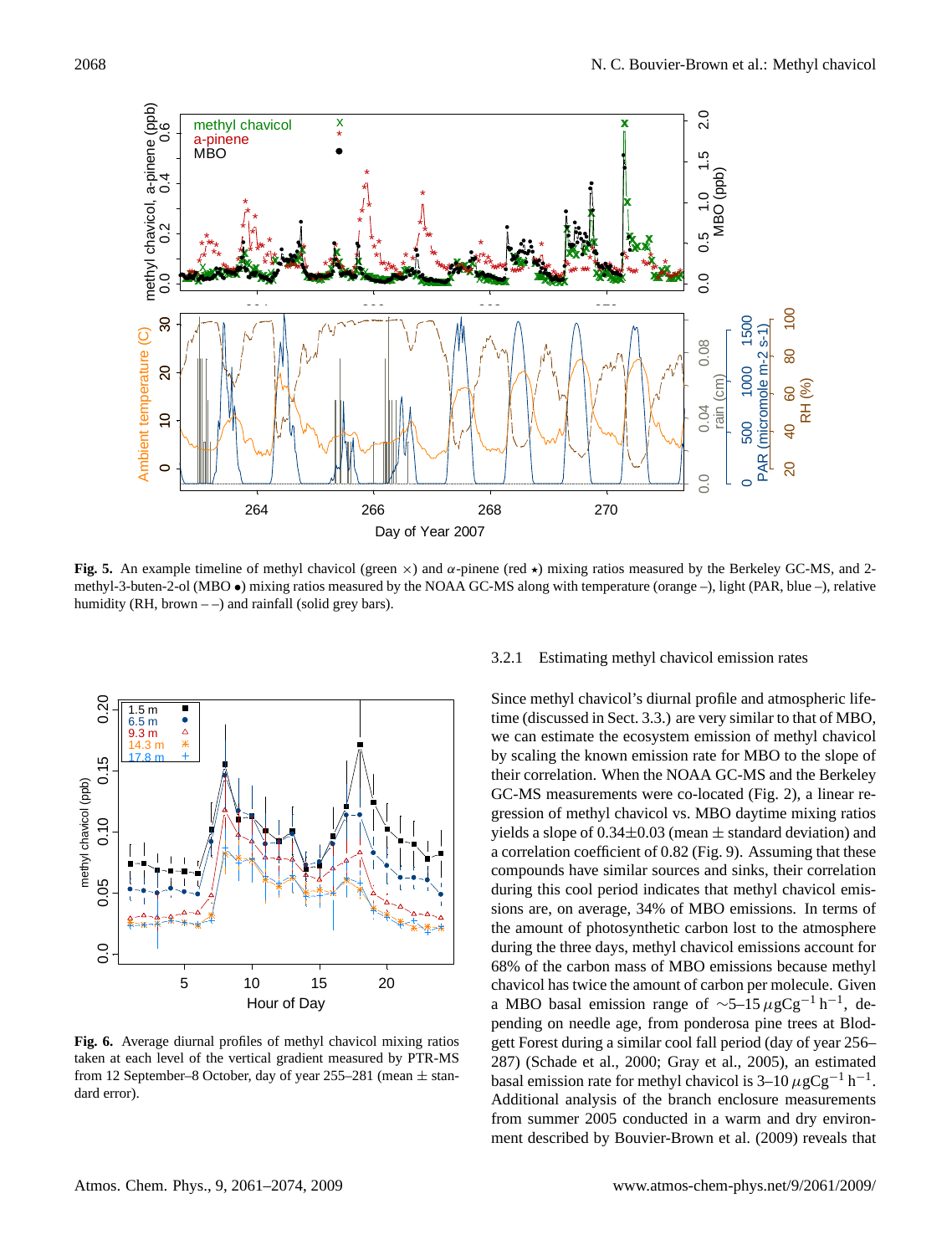**Fig. 5.** An example timeline of methyl chavicol (green ×) and $\alpha$-pinene (red ⋆) mixing ratios measured by the Berkeley GC-MS, and 2-methyl-3-buten-2-ol (MBO •) mixing ratios measured by the NOAA GC-MS along with temperature (orange –), light (PAR, blue –), relative humidity (RH, brown – –) and rainfall (solid grey bars).

**Fig. 6.** Average diurnal profiles of methyl chavicol mixing ratios taken at each level of the vertical gradient measured by PTR-MS from 12 September–8 October, day of year 255–281 (mean ± standard error).

#### 3.2.1 Estimating methyl chavicol emission rates

Since methyl chavicol's diurnal profile and atmospheric lifetime (discussed in Sect. 3.3.) are very similar to that of MBO, we can estimate the ecosystem emission of methyl chavicol by scaling the known emission rate for MBO to the slope of their correlation. When the NOAA GC-MS and the Berkeley GC-MS measurements were co-located (Fig. 2), a linear regression of methyl chavicol vs. MBO daytime mixing ratios yields a slope of 0.34±0.03 (mean ± standard deviation) and a correlation coefficient of 0.82 (Fig. 9). Assuming that these compounds have similar sources and sinks, their correlation during this cool period indicates that methyl chavicol emissions are, on average, 34% of MBO emissions. In terms of the amount of photosynthetic carbon lost to the atmosphere during the three days, methyl chavicol emissions account for 68% of the carbon mass of MBO emissions because methyl chavicol has twice the amount of carbon per molecule. Given a MBO basal emission range of ~5–15 $\mu gCg^{-1} h^{-1}$, depending on needle age, from ponderosa pine trees at Blodgett Forest during a similar cool fall period (day of year 256–287) (Schade et al., 2000; Gray et al., 2005), an estimated basal emission rate for methyl chavicol is 3–10 $\mu gCg^{-1} h^{-1}$. Additional analysis of the branch enclosure measurements from summer 2005 conducted in a warm and dry environment described by Bouvier-Brown et al. (2009) reveals that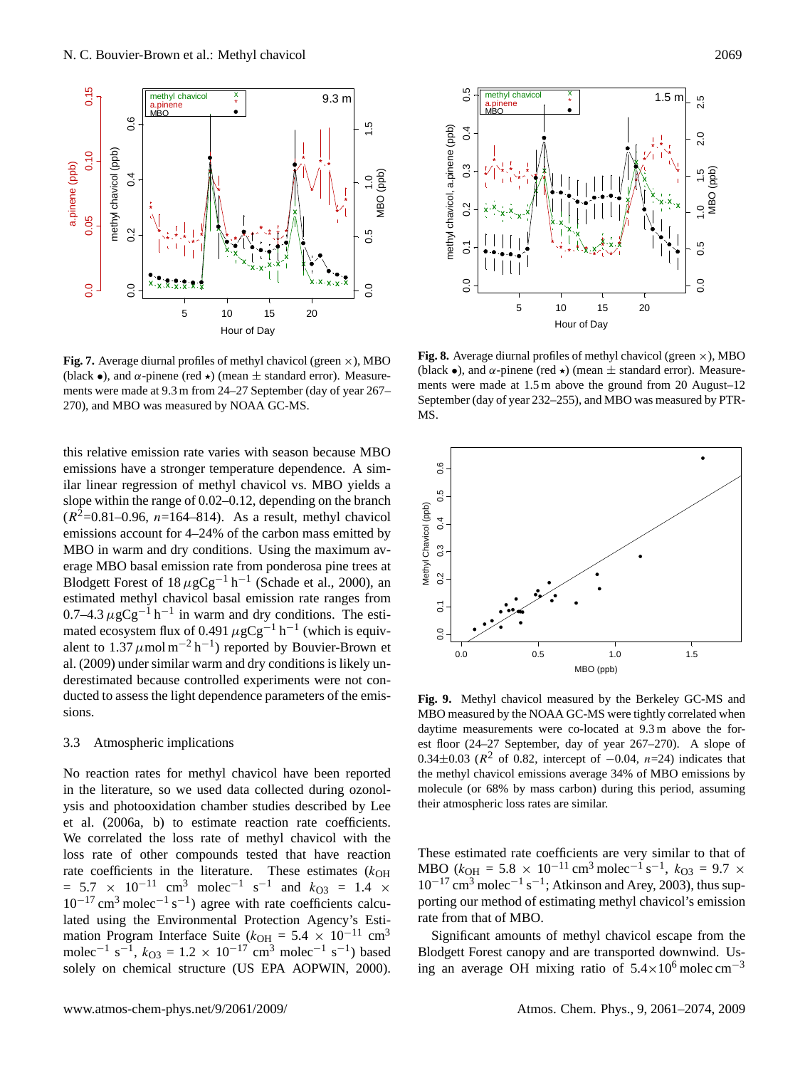**Fig. 7.** Average diurnal profiles of methyl chavicol (green ×), MBO (black •), and $\alpha$-pinene (red ⋆) (mean ± standard error). Measurements were made at 9.3 m from 24–27 September (day of year 267–270), and MBO was measured by NOAA GC-MS.

**Fig. 8.** Average diurnal profiles of methyl chavicol (green ×), MBO (black •), and $\alpha$-pinene (red ⋆) (mean ± standard error). Measurements were made at 1.5 m above the ground from 20 August–12 September (day of year 232–255), and MBO was measured by PTR-MS.

this relative emission rate varies with season because MBO emissions have a stronger temperature dependence. A similar linear regression of methyl chavicol vs. MBO yields a slope within the range of 0.02–0.12, depending on the branch ($R^2$=0.81–0.96, $n$=164–814). As a result, methyl chavicol emissions account for 4–24% of the carbon mass emitted by MBO in warm and dry conditions. Using the maximum average MBO basal emission rate from ponderosa pine trees at Blodgett Forest of 18 $\mu$gCg$^{-1}$ h$^{-1}$ (Schade et al., 2000), an estimated methyl chavicol basal emission rate ranges from 0.7–4.3 $\mu$gCg$^{-1}$ h$^{-1}$ in warm and dry conditions. The estimated ecosystem flux of 0.491 $\mu$gCg$^{-1}$ h$^{-1}$ (which is equivalent to 1.37 $\mu$mol m$^{-2}$ h$^{-1}$) reported by Bouvier-Brown et al. (2009) under similar warm and dry conditions is likely underestimated because controlled experiments were not conducted to assess the light dependence parameters of the emissions.

**Fig. 9.** Methyl chavicol measured by the Berkeley GC-MS and MBO measured by the NOAA GC-MS were tightly correlated when daytime measurements were co-located at 9.3 m above the forest floor (24–27 September, day of year 267–270). A slope of 0.34±0.03 ($R^2$ of 0.82, intercept of −0.04, $n$=24) indicates that the methyl chavicol emissions average 34% of MBO emissions by molecule (or 68% by mass carbon) during this period, assuming their atmospheric loss rates are similar.

### 3.3 Atmospheric implications

No reaction rates for methyl chavicol have been reported in the literature, so we used data collected during ozonolysis and photooxidation chamber studies described by Lee et al. (2006a, b) to estimate reaction rate coefficients. We correlated the loss rate of methyl chavicol with the loss rate of other compounds tested that have reaction rate coefficients in the literature. These estimates ($k_{OH}$ = 5.7 × 10$^{-11}$ cm$^3$ molec$^{-1}$ s$^{-1}$ and $k_{O3}$ = 1.4 × 10$^{-17}$ cm$^3$ molec$^{-1}$ s$^{-1}$) agree with rate coefficients calculated using the Environmental Protection Agency's Estimation Program Interface Suite ($k_{OH}$ = 5.4 × 10$^{-11}$ cm$^3$ molec$^{-1}$ s$^{-1}$, $k_{O3}$ = 1.2 × 10$^{-17}$ cm$^3$ molec$^{-1}$ s$^{-1}$) based solely on chemical structure (US EPA AOPWIN, 2000). These estimated rate coefficients are very similar to that of MBO ($k_{OH}$ = 5.8 × 10$^{-11}$ cm$^3$ molec$^{-1}$ s$^{-1}$, $k_{O3}$ = 9.7 × 10$^{-17}$ cm$^3$ molec$^{-1}$ s$^{-1}$; Atkinson and Arey, 2003), thus supporting our method of estimating methyl chavicol's emission rate from that of MBO.

Significant amounts of methyl chavicol escape from the Blodgett Forest canopy and are transported downwind. Using an average OH mixing ratio of 5.4×10$^6$ molec cm$^{-3}$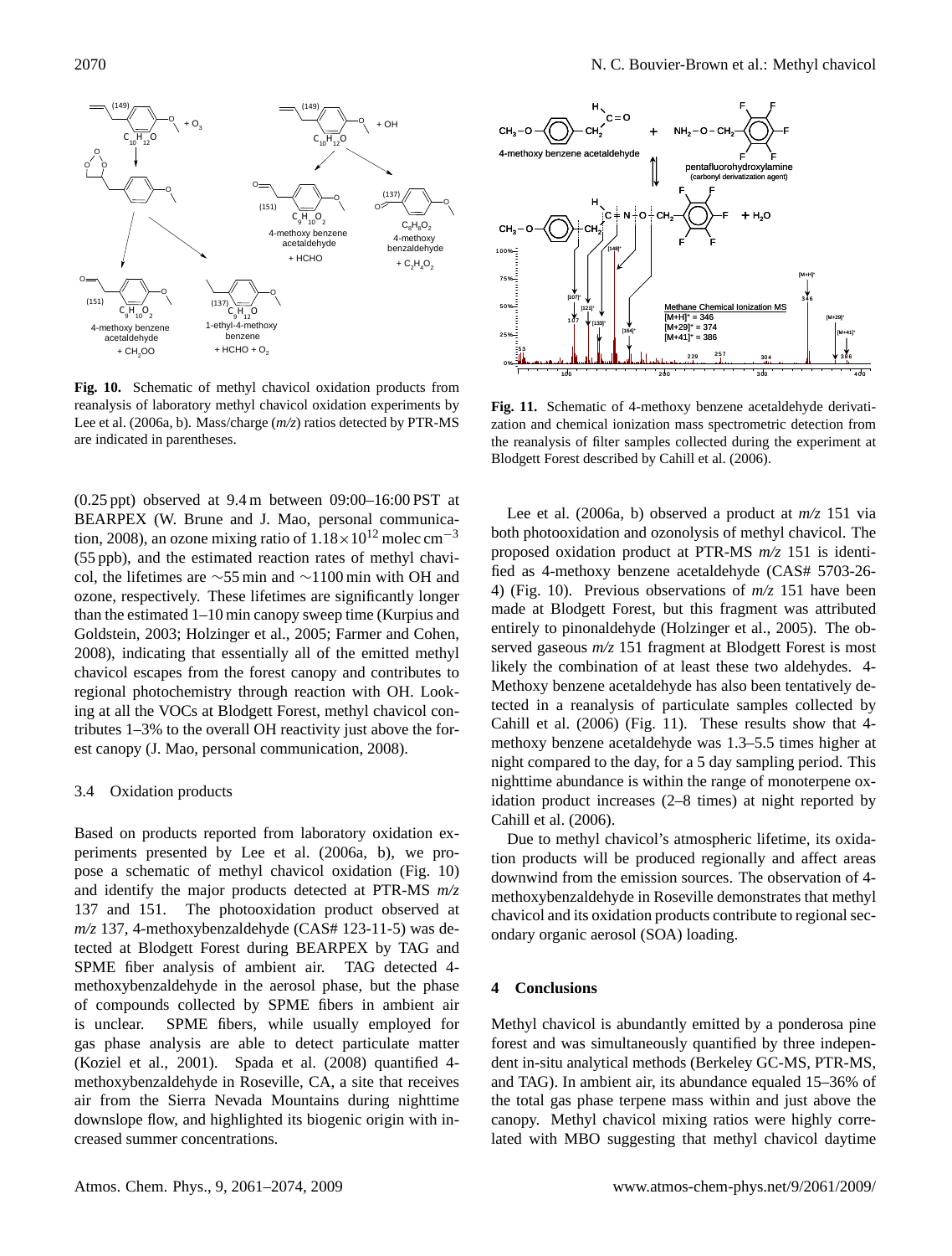**Fig. 10.** Schematic of methyl chavicol oxidation products from reanalysis of laboratory methyl chavicol oxidation experiments by Lee et al. (2006a, b). Mass/charge (*m/z*) ratios detected by PTR-MS are indicated in parentheses.

**Fig. 11.** Schematic of 4-methoxy benzene acetaldehyde derivatization and chemical ionization mass spectrometric detection from the reanalysis of filter samples collected during the experiment at Blodgett Forest described by Cahill et al. (2006).

(0.25 ppt) observed at 9.4 m between 09:00–16:00 PST at BEARPEX (W. Brune and J. Mao, personal communication, 2008), an ozone mixing ratio of $1.18\times10^{12}$ molec cm$^{-3}$ (55 ppb), and the estimated reaction rates of methyl chavicol, the lifetimes are ~55 min and ~1100 min with OH and ozone, respectively. These lifetimes are significantly longer than the estimated 1–10 min canopy sweep time (Kurpius and Goldstein, 2003; Holzinger et al., 2005; Farmer and Cohen, 2008), indicating that essentially all of the emitted methyl chavicol escapes from the forest canopy and contributes to regional photochemistry through reaction with OH. Looking at all the VOCs at Blodgett Forest, methyl chavicol contributes 1–3% to the overall OH reactivity just above the forest canopy (J. Mao, personal communication, 2008).

### 3.4 Oxidation products

Based on products reported from laboratory oxidation experiments presented by Lee et al. (2006a, b), we propose a schematic of methyl chavicol oxidation (Fig. 10) and identify the major products detected at PTR-MS *m/z* 137 and 151. The photooxidation product observed at *m/z* 137, 4-methoxybenzaldehyde (CAS# 123-11-5) was detected at Blodgett Forest during BEARPEX by TAG and SPME fiber analysis of ambient air. TAG detected 4-methoxybenzaldehyde in the aerosol phase, but the phase of compounds collected by SPME fibers in ambient air is unclear. SPME fibers, while usually employed for gas phase analysis are able to detect particulate matter (Koziel et al., 2001). Spada et al. (2008) quantified 4-methoxybenzaldehyde in Roseville, CA, a site that receives air from the Sierra Nevada Mountains during nighttime downslope flow, and highlighted its biogenic origin with increased summer concentrations.

Lee et al. (2006a, b) observed a product at *m/z* 151 via both photooxidation and ozonolysis of methyl chavicol. The proposed oxidation product at PTR-MS *m/z* 151 is identified as 4-methoxy benzene acetaldehyde (CAS# 5703-26-4) (Fig. 10). Previous observations of *m/z* 151 have been made at Blodgett Forest, but this fragment was attributed entirely to pinonaldehyde (Holzinger et al., 2005). The observed gaseous *m/z* 151 fragment at Blodgett Forest is most likely the combination of at least these two aldehydes. 4-Methoxy benzene acetaldehyde has also been tentatively detected in a reanalysis of particulate samples collected by Cahill et al. (2006) (Fig. 11). These results show that 4-methoxy benzene acetaldehyde was 1.3–5.5 times higher at night compared to the day, for a 5 day sampling period. This nighttime abundance is within the range of monoterpene oxidation product increases (2–8 times) at night reported by Cahill et al. (2006).

Due to methyl chavicol's atmospheric lifetime, its oxidation products will be produced regionally and affect areas downwind from the emission sources. The observation of 4-methoxybenzaldehyde in Roseville demonstrates that methyl chavicol and its oxidation products contribute to regional secondary organic aerosol (SOA) loading.

## 4 Conclusions

Methyl chavicol is abundantly emitted by a ponderosa pine forest and was simultaneously quantified by three independent in-situ analytical methods (Berkeley GC-MS, PTR-MS, and TAG). In ambient air, its abundance equaled 15–36% of the total gas phase terpene mass within and just above the canopy. Methyl chavicol mixing ratios were highly correlated with MBO suggesting that methyl chavicol daytime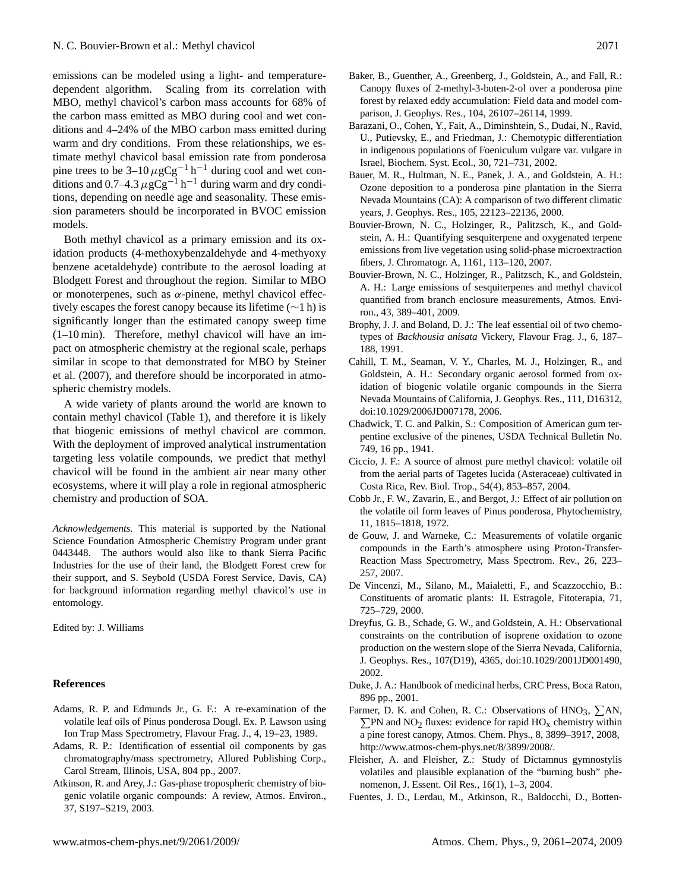emissions can be modeled using a light- and temperature-dependent algorithm. Scaling from its correlation with MBO, methyl chavicol's carbon mass accounts for 68% of the carbon mass emitted as MBO during cool and wet conditions and 4–24% of the MBO carbon mass emitted during warm and dry conditions. From these relationships, we estimate methyl chavicol basal emission rate from ponderosa pine trees to be 3–10 $\mu$gCg$^{-1}$ h$^{-1}$ during cool and wet conditions and 0.7–4.3 $\mu$gCg$^{-1}$ h$^{-1}$ during warm and dry conditions, depending on needle age and seasonality. These emission parameters should be incorporated in BVOC emission models.

Both methyl chavicol as a primary emission and its oxidation products (4-methoxybenzaldehyde and 4-methyoxy benzene acetaldehyde) contribute to the aerosol loading at Blodgett Forest and throughout the region. Similar to MBO or monoterpenes, such as $\alpha$-pinene, methyl chavicol effectively escapes the forest canopy because its lifetime ($\sim$1 h) is significantly longer than the estimated canopy sweep time (1–10 min). Therefore, methyl chavicol will have an impact on atmospheric chemistry at the regional scale, perhaps similar in scope to that demonstrated for MBO by Steiner et al. (2007), and therefore should be incorporated in atmospheric chemistry models.

A wide variety of plants around the world are known to contain methyl chavicol (Table 1), and therefore it is likely that biogenic emissions of methyl chavicol are common. With the deployment of improved analytical instrumentation targeting less volatile compounds, we predict that methyl chavicol will be found in the ambient air near many other ecosystems, where it will play a role in regional atmospheric chemistry and production of SOA.

*Acknowledgements.* This material is supported by the National Science Foundation Atmospheric Chemistry Program under grant 0443448. The authors would also like to thank Sierra Pacific Industries for the use of their land, the Blodgett Forest crew for their support, and S. Seybold (USDA Forest Service, Davis, CA) for background information regarding methyl chavicol's use in entomology.

Edited by: J. Williams

## References

Adams, R. P. and Edmunds Jr., G. F.: A re-examination of the volatile leaf oils of Pinus ponderosa Dougl. Ex. P. Lawson using Ion Trap Mass Spectrometry, Flavour Frag. J., 4, 19–23, 1989.

Adams, R. P.: Identification of essential oil components by gas chromatography/mass spectrometry, Allured Publishing Corp., Carol Stream, Illinois, USA, 804 pp., 2007.

Atkinson, R. and Arey, J.: Gas-phase tropospheric chemistry of biogenic volatile organic compounds: A review, Atmos. Environ., 37, S197–S219, 2003.

Baker, B., Guenther, A., Greenberg, J., Goldstein, A., and Fall, R.: Canopy fluxes of 2-methyl-3-buten-2-ol over a ponderosa pine forest by relaxed eddy accumulation: Field data and model comparison, J. Geophys. Res., 104, 26107–26114, 1999.

Barazani, O., Cohen, Y., Fait, A., Diminshtein, S., Dudai, N., Ravid, U., Putievsky, E., and Friedman, J.: Chemotypic differentiation in indigenous populations of Foeniculum vulgare var. vulgare in Israel, Biochem. Syst. Ecol., 30, 721–731, 2002.

Bauer, M. R., Hultman, N. E., Panek, J. A., and Goldstein, A. H.: Ozone deposition to a ponderosa pine plantation in the Sierra Nevada Mountains (CA): A comparison of two different climatic years, J. Geophys. Res., 105, 22123–22136, 2000.

Bouvier-Brown, N. C., Holzinger, R., Palitzsch, K., and Goldstein, A. H.: Quantifying sesquiterpene and oxygenated terpene emissions from live vegetation using solid-phase microextraction fibers, J. Chromatogr. A, 1161, 113–120, 2007.

Bouvier-Brown, N. C., Holzinger, R., Palitzsch, K., and Goldstein, A. H.: Large emissions of sesquiterpenes and methyl chavicol quantified from branch enclosure measurements, Atmos. Environ., 43, 389–401, 2009.

Brophy, J. J. and Boland, D. J.: The leaf essential oil of two chemotypes of *Backhousia anisata* Vickery, Flavour Frag. J., 6, 187–188, 1991.

Cahill, T. M., Seaman, V. Y., Charles, M. J., Holzinger, R., and Goldstein, A. H.: Secondary organic aerosol formed from oxidation of biogenic volatile organic compounds in the Sierra Nevada Mountains of California, J. Geophys. Res., 111, D16312, doi:10.1029/2006JD007178, 2006.

Chadwick, T. C. and Palkin, S.: Composition of American gum terpentine exclusive of the pinenes, USDA Technical Bulletin No. 749, 16 pp., 1941.

Ciccio, J. F.: A source of almost pure methyl chavicol: volatile oil from the aerial parts of Tagetes lucida (Asteraceae) cultivated in Costa Rica, Rev. Biol. Trop., 54(4), 853–857, 2004.

Cobb Jr., F. W., Zavarin, E., and Bergot, J.: Effect of air pollution on the volatile oil form leaves of Pinus ponderosa, Phytochemistry, 11, 1815–1818, 1972.

de Gouw, J. and Warneke, C.: Measurements of volatile organic compounds in the Earth's atmosphere using Proton-Transfer-Reaction Mass Spectrometry, Mass Spectrom. Rev., 26, 223–257, 2007.

De Vincenzi, M., Silano, M., Maialetti, F., and Scazzocchio, B.: Constituents of aromatic plants: II. Estragole, Fitoterapia, 71, 725–729, 2000.

Dreyfus, G. B., Schade, G. W., and Goldstein, A. H.: Observational constraints on the contribution of isoprene oxidation to ozone production on the western slope of the Sierra Nevada, California, J. Geophys. Res., 107(D19), 4365, doi:10.1029/2001JD001490, 2002.

Duke, J. A.: Handbook of medicinal herbs, CRC Press, Boca Raton, 896 pp., 2001.

Farmer, D. K. and Cohen, R. C.: Observations of $HNO_3$, $\sum$AN, $\sum$PN and $NO_2$ fluxes: evidence for rapid $HO_x$ chemistry within a pine forest canopy, Atmos. Chem. Phys., 8, 3899–3917, 2008, http://www.atmos-chem-phys.net/8/3899/2008/.

Fleisher, A. and Fleisher, Z.: Study of Dictamnus gymnostylis volatiles and plausible explanation of the "burning bush" phenomenon, J. Essent. Oil Res., 16(1), 1–3, 2004.

Fuentes, J. D., Lerdau, M., Atkinson, R., Baldocchi, D., Botten-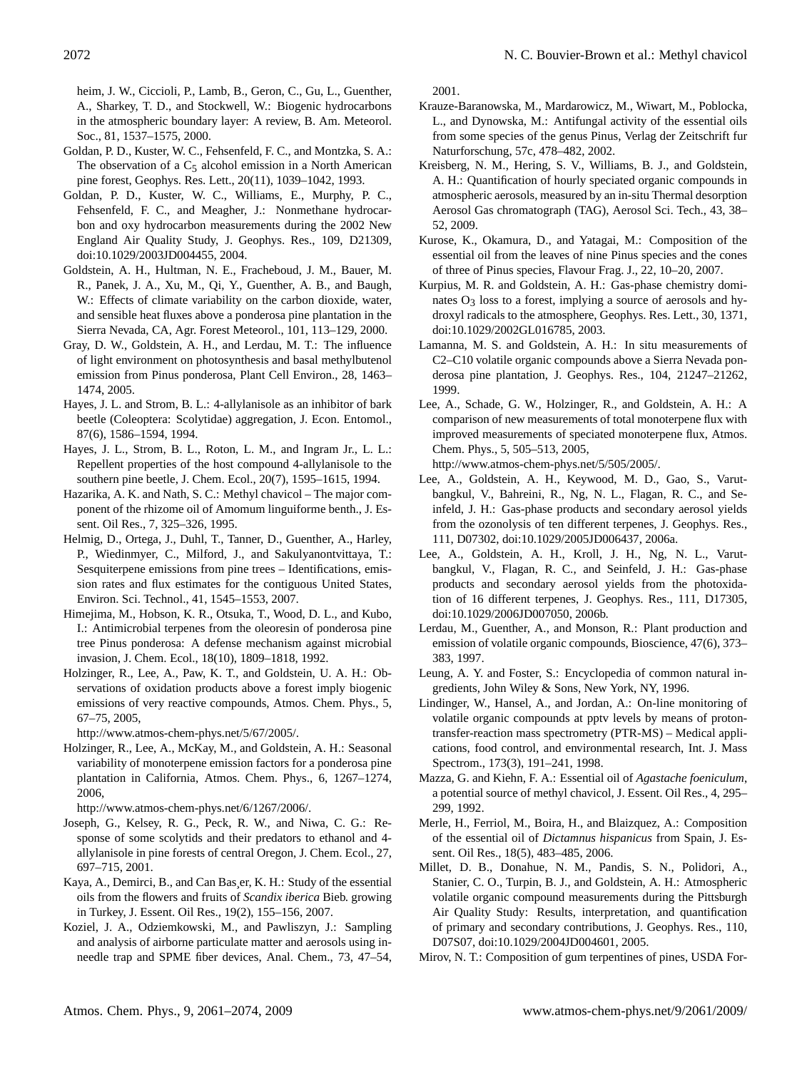heim, J. W., Ciccioli, P., Lamb, B., Geron, C., Gu, L., Guenther, A., Sharkey, T. D., and Stockwell, W.: Biogenic hydrocarbons in the atmospheric boundary layer: A review, B. Am. Meteorol. Soc., 81, 1537–1575, 2000.

Goldan, P. D., Kuster, W. C., Fehsenfeld, F. C., and Montzka, S. A.: The observation of a $C_5$ alcohol emission in a North American pine forest, Geophys. Res. Lett., 20(11), 1039–1042, 1993.

Goldan, P. D., Kuster, W. C., Williams, E., Murphy, P. C., Fehsenfeld, F. C., and Meagher, J.: Nonmethane hydrocarbon and oxy hydrocarbon measurements during the 2002 New England Air Quality Study, J. Geophys. Res., 109, D21309, doi:10.1029/2003JD004455, 2004.

Goldstein, A. H., Hultman, N. E., Fracheboud, J. M., Bauer, M. R., Panek, J. A., Xu, M., Qi, Y., Guenther, A. B., and Baugh, W.: Effects of climate variability on the carbon dioxide, water, and sensible heat fluxes above a ponderosa pine plantation in the Sierra Nevada, CA, Agr. Forest Meteorol., 101, 113–129, 2000.

Gray, D. W., Goldstein, A. H., and Lerdau, M. T.: The influence of light environment on photosynthesis and basal methylbutenol emission from Pinus ponderosa, Plant Cell Environ., 28, 1463–1474, 2005.

Hayes, J. L. and Strom, B. L.: 4-allylanisole as an inhibitor of bark beetle (Coleoptera: Scolytidae) aggregation, J. Econ. Entomol., 87(6), 1586–1594, 1994.

Hayes, J. L., Strom, B. L., Roton, L. M., and Ingram Jr., L. L.: Repellent properties of the host compound 4-allylanisole to the southern pine beetle, J. Chem. Ecol., 20(7), 1595–1615, 1994.

Hazarika, A. K. and Nath, S. C.: Methyl chavicol – The major component of the rhizome oil of Amomum linguiforme benth., J. Essent. Oil Res., 7, 325–326, 1995.

Helmig, D., Ortega, J., Duhl, T., Tanner, D., Guenther, A., Harley, P., Wiedinmyer, C., Milford, J., and Sakulyanontvittaya, T.: Sesquiterpene emissions from pine trees – Identifications, emission rates and flux estimates for the contiguous United States, Environ. Sci. Technol., 41, 1545–1553, 2007.

Himejima, M., Hobson, K. R., Otsuka, T., Wood, D. L., and Kubo, I.: Antimicrobial terpenes from the oleoresin of ponderosa pine tree Pinus ponderosa: A defense mechanism against microbial invasion, J. Chem. Ecol., 18(10), 1809–1818, 1992.

Holzinger, R., Lee, A., Paw, K. T., and Goldstein, U. A. H.: Observations of oxidation products above a forest imply biogenic emissions of very reactive compounds, Atmos. Chem. Phys., 5, 67–75, 2005, http://www.atmos-chem-phys.net/5/67/2005/.

Holzinger, R., Lee, A., McKay, M., and Goldstein, A. H.: Seasonal variability of monoterpene emission factors for a ponderosa pine plantation in California, Atmos. Chem. Phys., 6, 1267–1274, 2006, http://www.atmos-chem-phys.net/6/1267/2006/.

Joseph, G., Kelsey, R. G., Peck, R. W., and Niwa, C. G.: Response of some scolytids and their predators to ethanol and 4-allylanisole in pine forests of central Oregon, J. Chem. Ecol., 27, 697–715, 2001.

Kaya, A., Demirci, B., and Can Başer, K. H.: Study of the essential oils from the flowers and fruits of *Scandix iberica* Bieb. growing in Turkey, J. Essent. Oil Res., 19(2), 155–156, 2007.

Koziel, J. A., Odziemkowski, M., and Pawliszyn, J.: Sampling and analysis of airborne particulate matter and aerosols using in-needle trap and SPME fiber devices, Anal. Chem., 73, 47–54, 2001.

Krauze-Baranowska, M., Mardarowicz, M., Wiwart, M., Poblocka, L., and Dynowska, M.: Antifungal activity of the essential oils from some species of the genus Pinus, Verlag der Zeitschrift fur Naturforschung, 57c, 478–482, 2002.

Kreisberg, N. M., Hering, S. V., Williams, B. J., and Goldstein, A. H.: Quantification of hourly speciated organic compounds in atmospheric aerosols, measured by an in-situ Thermal desorption Aerosol Gas chromatograph (TAG), Aerosol Sci. Tech., 43, 38–52, 2009.

Kurose, K., Okamura, D., and Yatagai, M.: Composition of the essential oil from the leaves of nine Pinus species and the cones of three of Pinus species, Flavour Frag. J., 22, 10–20, 2007.

Kurpius, M. R. and Goldstein, A. H.: Gas-phase chemistry dominates $O_3$ loss to a forest, implying a source of aerosols and hydroxyl radicals to the atmosphere, Geophys. Res. Lett., 30, 1371, doi:10.1029/2002GL016785, 2003.

Lamanna, M. S. and Goldstein, A. H.: In situ measurements of C2–C10 volatile organic compounds above a Sierra Nevada ponderosa pine plantation, J. Geophys. Res., 104, 21247–21262, 1999.

Lee, A., Schade, G. W., Holzinger, R., and Goldstein, A. H.: A comparison of new measurements of total monoterpene flux with improved measurements of speciated monoterpene flux, Atmos. Chem. Phys., 5, 505–513, 2005, http://www.atmos-chem-phys.net/5/505/2005/.

Lee, A., Goldstein, A. H., Keywood, M. D., Gao, S., Varutbangkul, V., Bahreini, R., Ng, N. L., Flagan, R. C., and Seinfeld, J. H.: Gas-phase products and secondary aerosol yields from the ozonolysis of ten different terpenes, J. Geophys. Res., 111, D07302, doi:10.1029/2005JD006437, 2006a.

Lee, A., Goldstein, A. H., Kroll, J. H., Ng, N. L., Varutbangkul, V., Flagan, R. C., and Seinfeld, J. H.: Gas-phase products and secondary aerosol yields from the photooxidation of 16 different terpenes, J. Geophys. Res., 111, D17305, doi:10.1029/2006JD007050, 2006b.

Lerdau, M., Guenther, A., and Monson, R.: Plant production and emission of volatile organic compounds, Bioscience, 47(6), 373–383, 1997.

Leung, A. Y. and Foster, S.: Encyclopedia of common natural ingredients, John Wiley & Sons, New York, NY, 1996.

Lindinger, W., Hansel, A., and Jordan, A.: On-line monitoring of volatile organic compounds at pptv levels by means of proton-transfer-reaction mass spectrometry (PTR-MS) – Medical applications, food control, and environmental research, Int. J. Mass Spectrom., 173(3), 191–241, 1998.

Mazza, G. and Kiehn, F. A.: Essential oil of *Agastache foeniculum*, a potential source of methyl chavicol, J. Essent. Oil Res., 4, 295–299, 1992.

Merle, H., Ferriol, M., Boira, H., and Blaizquez, A.: Composition of the essential oil of *Dictamnus hispanicus* from Spain, J. Essent. Oil Res., 18(5), 483–485, 2006.

Millet, D. B., Donahue, N. M., Pandis, S. N., Polidori, A., Stanier, C. O., Turpin, B. J., and Goldstein, A. H.: Atmospheric volatile organic compound measurements during the Pittsburgh Air Quality Study: Results, interpretation, and quantification of primary and secondary contributions, J. Geophys. Res., 110, D07S07, doi:10.1029/2004JD004601, 2005.

Mirov, N. T.: Composition of gum terpentines of pines, USDA For-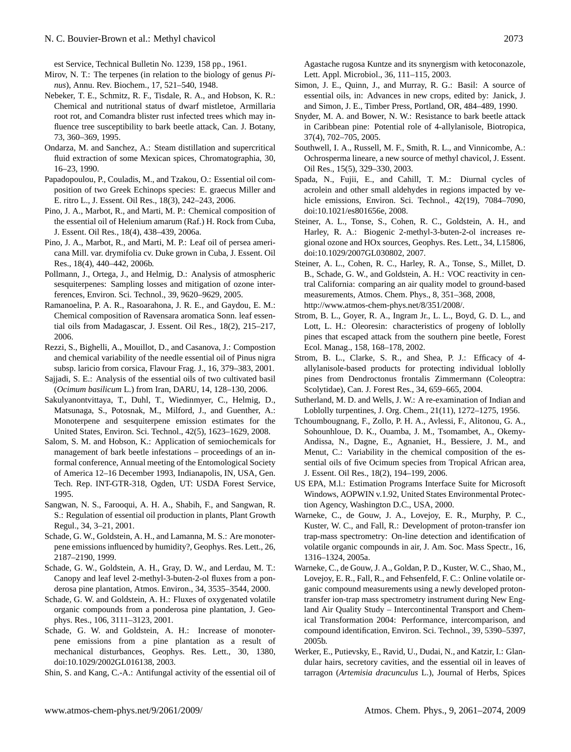est Service, Technical Bulletin No. 1239, 158 pp., 1961.

Mirov, N. T.: The terpenes (in relation to the biology of genus *Pinus*), Annu. Rev. Biochem., 17, 521–540, 1948.

Nebeker, T. E., Schmitz, R. F., Tisdale, R. A., and Hobson, K. R.: Chemical and nutritional status of dwarf mistletoe, Armillaria root rot, and Comandra blister rust infected trees which may influence tree susceptibility to bark beetle attack, Can. J. Botany, 73, 360–369, 1995.

Ondarza, M. and Sanchez, A.: Steam distillation and supercritical fluid extraction of some Mexican spices, Chromatographia, 30, 16–23, 1990.

Papadopoulou, P., Couladis, M., and Tzakou, O.: Essential oil composition of two Greek Echinops species: E. graecus Miller and E. ritro L., J. Essent. Oil Res., 18(3), 242–243, 2006.

Pino, J. A., Marbot, R., and Marti, M. P.: Chemical composition of the essential oil of Helenium amarum (Raf.) H. Rock from Cuba, J. Essent. Oil Res., 18(4), 438–439, 2006a.

Pino, J. A., Marbot, R., and Marti, M. P.: Leaf oil of persea americana Mill. var. drymifolia cv. Duke grown in Cuba, J. Essent. Oil Res., 18(4), 440–442, 2006b.

Pollmann, J., Ortega, J., and Helmig, D.: Analysis of atmospheric sesquiterpenes: Sampling losses and mitigation of ozone interferences, Environ. Sci. Technol., 39, 9620–9629, 2005.

Ramanoelina, P. A. R., Rasoarahona, J. R. E., and Gaydou, E. M.: Chemical composition of Ravensara aromatica Sonn. leaf essential oils from Madagascar, J. Essent. Oil Res., 18(2), 215–217, 2006.

Rezzi, S., Bighelli, A., Mouillot, D., and Casanova, J.: Compostion and chemical variability of the needle essential oil of Pinus nigra subsp. laricio from corsica, Flavour Frag. J., 16, 379–383, 2001.

Sajjadi, S. E.: Analysis of the essential oils of two cultivated basil (*Ocimum basilicum* L.) from Iran, DARU, 14, 128–130, 2006.

Sakulyanontvittaya, T., Duhl, T., Wiedinmyer, C., Helmig, D., Matsunaga, S., Potosnak, M., Milford, J., and Guenther, A.: Monoterpene and sesquiterpene emission estimates for the United States, Environ. Sci. Technol., 42(5), 1623–1629, 2008.

Salom, S. M. and Hobson, K.: Application of semiochemicals for management of bark beetle infestations – proceedings of an informal conference, Annual meeting of the Entomological Society of America 12–16 December 1993, Indianapolis, IN, USA, Gen. Tech. Rep. INT-GTR-318, Ogden, UT: USDA Forest Service, 1995.

Sangwan, N. S., Farooqui, A. H. A., Shabih, F., and Sangwan, R. S.: Regulation of essential oil production in plants, Plant Growth Regul., 34, 3–21, 2001.

Schade, G. W., Goldstein, A. H., and Lamanna, M. S.: Are monoterpene emissions influenced by humidity?, Geophys. Res. Lett., 26, 2187–2190, 1999.

Schade, G. W., Goldstein, A. H., Gray, D. W., and Lerdau, M. T.: Canopy and leaf level 2-methyl-3-buten-2-ol fluxes from a ponderosa pine plantation, Atmos. Environ., 34, 3535–3544, 2000.

Schade, G. W. and Goldstein, A. H.: Fluxes of oxygenated volatile organic compounds from a ponderosa pine plantation, J. Geophys. Res., 106, 3111–3123, 2001.

Schade, G. W. and Goldstein, A. H.: Increase of monoterpene emissions from a pine plantation as a result of mechanical disturbances, Geophys. Res. Lett., 30, 1380, doi:10.1029/2002GL016138, 2003.

Shin, S. and Kang, C.-A.: Antifungal activity of the essential oil of Agastache rugosa Kuntze and its snynergism with ketoconazole, Lett. Appl. Microbiol., 36, 111–115, 2003.

Simon, J. E., Quinn, J., and Murray, R. G.: Basil: A source of essential oils, in: Advances in new crops, edited by: Janick, J. and Simon, J. E., Timber Press, Portland, OR, 484–489, 1990.

Snyder, M. A. and Bower, N. W.: Resistance to bark beetle attack in Caribbean pine: Potential role of 4-allylanisole, Biotropica, 37(4), 702–705, 2005.

Southwell, I. A., Russell, M. F., Smith, R. L., and Vinnicombe, A.: Ochrosperma lineare, a new source of methyl chavicol, J. Essent. Oil Res., 15(5), 329–330, 2003.

Spada, N., Fujii, E., and Cahill, T. M.: Diurnal cycles of acrolein and other small aldehydes in regions impacted by vehicle emissions, Environ. Sci. Technol., 42(19), 7084–7090, doi:10.1021/es801656e, 2008.

Steiner, A. L., Tonse, S., Cohen, R. C., Goldstein, A. H., and Harley, R. A.: Biogenic 2-methyl-3-buten-2-ol increases regional ozone and HOx sources, Geophys. Res. Lett., 34, L15806, doi:10.1029/2007GL030802, 2007.

Steiner, A. L., Cohen, R. C., Harley, R. A., Tonse, S., Millet, D. B., Schade, G. W., and Goldstein, A. H.: VOC reactivity in central California: comparing an air quality model to ground-based measurements, Atmos. Chem. Phys., 8, 351–368, 2008, http://www.atmos-chem-phys.net/8/351/2008/.

Strom, B. L., Goyer, R. A., Ingram Jr., L. L., Boyd, G. D. L., and Lott, L. H.: Oleoresin: characteristics of progeny of loblolly pines that escaped attack from the southern pine beetle, Forest Ecol. Manag., 158, 168–178, 2002.

Strom, B. L., Clarke, S. R., and Shea, P. J.: Efficacy of 4-allylanisole-based products for protecting individual loblolly pines from Dendroctonus frontalis Zimmermann (Coleoptra: Scolytidae), Can. J. Forest Res., 34, 659–665, 2004.

Sutherland, M. D. and Wells, J. W.: A re-examination of Indian and Loblolly turpentines, J. Org. Chem., 21(11), 1272–1275, 1956.

Tchoumbougnang, F., Zollo, P. H. A., Avlessi, F., Alitonou, G. A., Sohounhloue, D. K., Ouamba, J. M., Tsomambet, A., Okemy-Andissa, N., Dagne, E., Agnaniet, H., Bessiere, J. M., and Menut, C.: Variability in the chemical composition of the essential oils of five Ocimum species from Tropical African area, J. Essent. Oil Res., 18(2), 194–199, 2006.

US EPA, M.l.: Estimation Programs Interface Suite for Microsoft Windows, AOPWIN v.1.92, United States Environmental Protection Agency, Washington D.C., USA, 2000.

Warneke, C., de Gouw, J. A., Lovejoy, E. R., Murphy, P. C., Kuster, W. C., and Fall, R.: Development of proton-transfer ion trap-mass spectrometry: On-line detection and identification of volatile organic compounds in air, J. Am. Soc. Mass Spectr., 16, 1316–1324, 2005a.

Warneke, C., de Gouw, J. A., Goldan, P. D., Kuster, W. C., Shao, M., Lovejoy, E. R., Fall, R., and Fehsenfeld, F. C.: Online volatile organic compound measurements using a newly developed proton-transfer ion-trap mass spectrometry instrument during New England Air Quality Study – Intercontinental Transport and Chemical Transformation 2004: Performance, intercomparison, and compound identification, Environ. Sci. Technol., 39, 5390–5397, 2005b.

Werker, E., Putievsky, E., Ravid, U., Dudai, N., and Katzir, I.: Glandular hairs, secretory cavities, and the essential oil in leaves of tarragon (*Artemisia dracunculus* L.), Journal of Herbs, Spices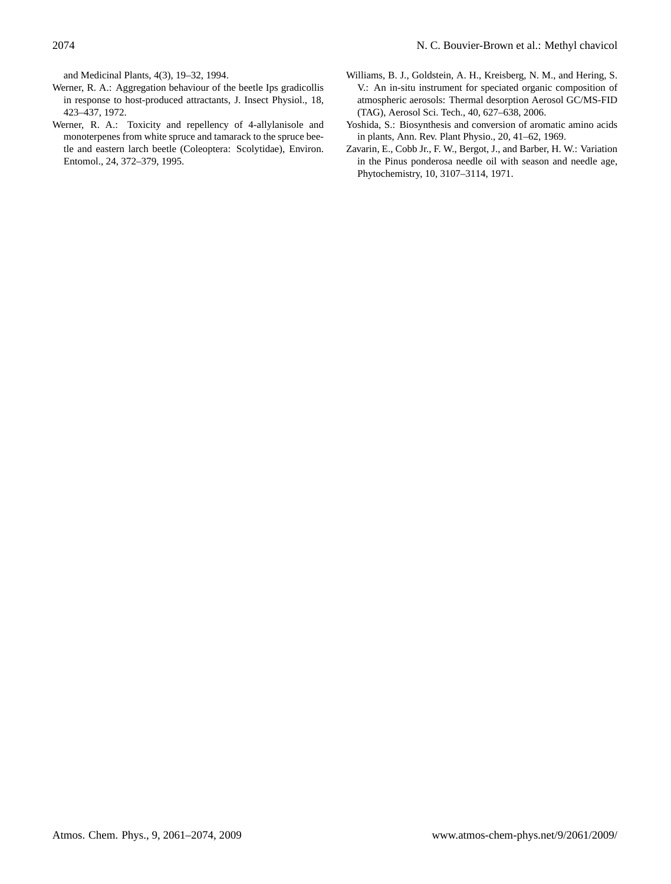and Medicinal Plants, 4(3), 19–32, 1994.

Werner, R. A.: Aggregation behaviour of the beetle Ips gradicollis in response to host-produced attractants, J. Insect Physiol., 18, 423–437, 1972.

Werner, R. A.: Toxicity and repellency of 4-allylanisole and monoterpenes from white spruce and tamarack to the spruce beetle and eastern larch beetle (Coleoptera: Scolytidae), Environ. Entomol., 24, 372–379, 1995.

Williams, B. J., Goldstein, A. H., Kreisberg, N. M., and Hering, S. V.: An in-situ instrument for speciated organic composition of atmospheric aerosols: Thermal desorption Aerosol GC/MS-FID (TAG), Aerosol Sci. Tech., 40, 627–638, 2006.

Yoshida, S.: Biosynthesis and conversion of aromatic amino acids in plants, Ann. Rev. Plant Physio., 20, 41–62, 1969.

Zavarin, E., Cobb Jr., F. W., Bergot, J., and Barber, H. W.: Variation in the Pinus ponderosa needle oil with season and needle age, Phytochemistry, 10, 3107–3114, 1971.